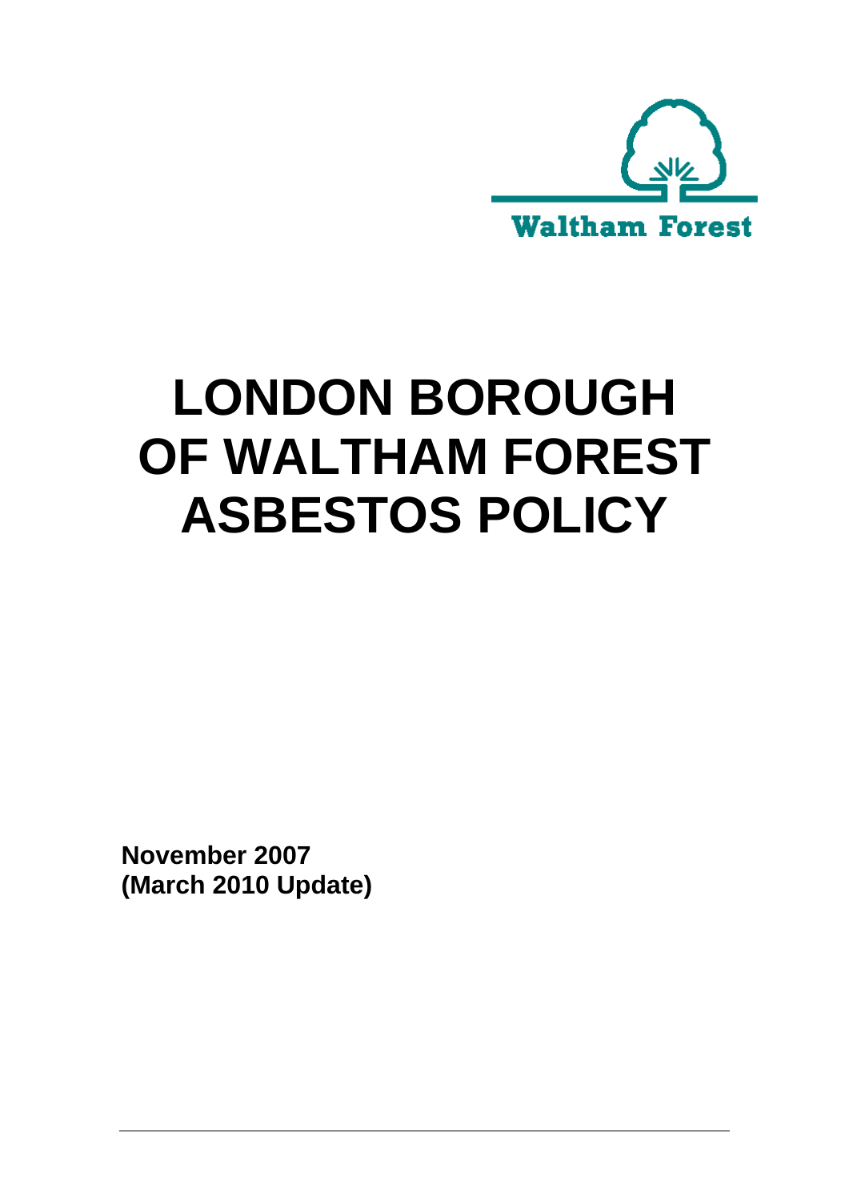Waltham Forest

# LONDON BOROUGH OF WALTHAM FOREST ASBESTOS POLICY

**November 2007**
**(March 2010 Update)**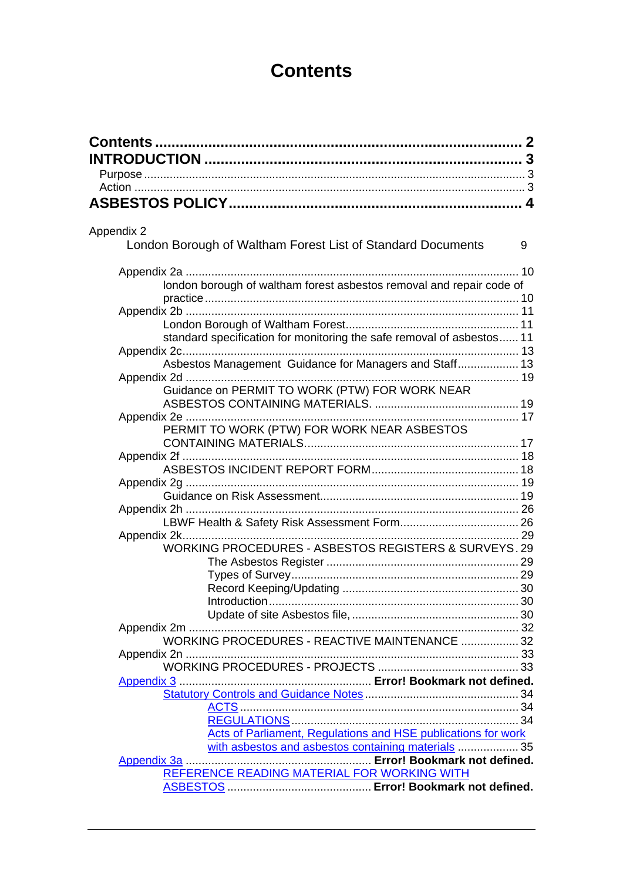# Contents

**Contents** ........................................................................... **2**
**INTRODUCTION** ................................................................ **3**
Purpose ........................................................................................... 3
Action ............................................................................................. 3
**ASBESTOS POLICY** ........................................................... **4**

Appendix 2
London Borough of Waltham Forest List of Standard Documents 9

Appendix 2a .......................................................................................... 10
london borough of waltham forest asbestos removal and repair code of practice ................................................................................................ 10
Appendix 2b .......................................................................................... 11
London Borough of Waltham Forest.................................................... 11
standard specification for monitoring the safe removal of asbestos...... 11
Appendix 2c.......................................................................................... 13
Asbestos Management Guidance for Managers and Staff................... 13
Appendix 2d .......................................................................................... 19
Guidance on PERMIT TO WORK (PTW) FOR WORK NEAR ASBESTOS CONTAINING MATERIALS. ............................................ 19
Appendix 2e .......................................................................................... 17
PERMIT TO WORK (PTW) FOR WORK NEAR ASBESTOS CONTAINING MATERIALS.................................................................. 17
Appendix 2f .......................................................................................... 18
ASBESTOS INCIDENT REPORT FORM............................................. 18
Appendix 2g .......................................................................................... 19
Guidance on Risk Assessment............................................................. 19
Appendix 2h .......................................................................................... 26
LBWF Health & Safety Risk Assessment Form.................................... 26
Appendix 2k.......................................................................................... 29
WORKING PROCEDURES - ASBESTOS REGISTERS & SURVEYS. 29
The Asbestos Register ........................................................... 29
Types of Survey...................................................................... 29
Record Keeping/Updating ...................................................... 30
Introduction............................................................................ 30
Update of site Asbestos file, ................................................... 30
Appendix 2m .......................................................................................... 32
WORKING PROCEDURES - REACTIVE MAINTENANCE .................. 32
Appendix 2n .......................................................................................... 33
WORKING PROCEDURES - PROJECTS ........................................... 33
Appendix 3 ........................................................... **Error! Bookmark not defined.**
Statutory Controls and Guidance Notes................................................ 34
ACTS ..................................................................................... 34
REGULATIONS...................................................................... 34
Acts of Parliament, Regulations and HSE publications for work with asbestos and asbestos containing materials ................... 35
Appendix 3a ........................................................... **Error! Bookmark not defined.**
REFERENCE READING MATERIAL FOR WORKING WITH ASBESTOS ............................................ **Error! Bookmark not defined.**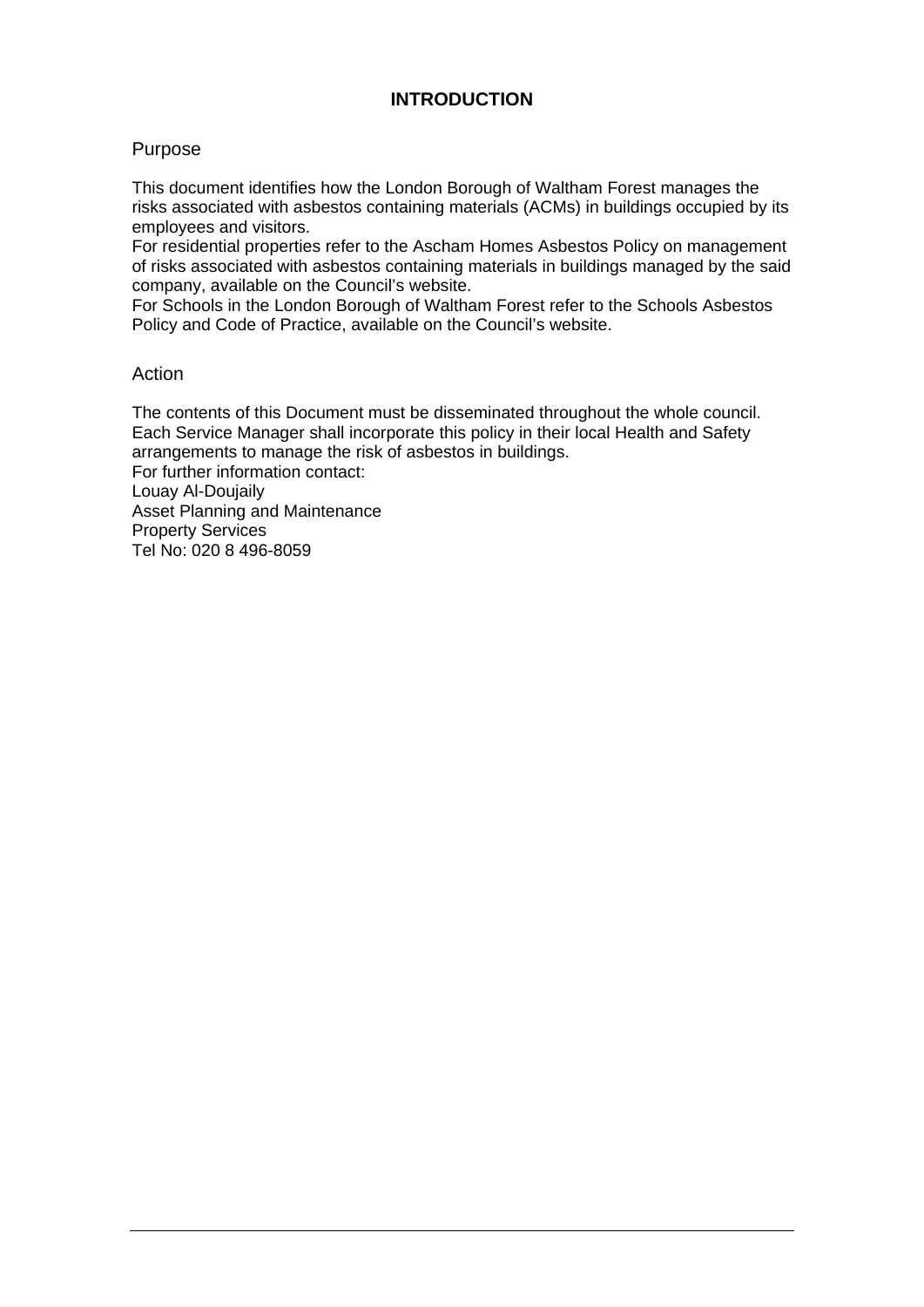# INTRODUCTION

## Purpose

This document identifies how the London Borough of Waltham Forest manages the risks associated with asbestos containing materials (ACMs) in buildings occupied by its employees and visitors.
For residential properties refer to the Ascham Homes Asbestos Policy on management of risks associated with asbestos containing materials in buildings managed by the said company, available on the Council's website.
For Schools in the London Borough of Waltham Forest refer to the Schools Asbestos Policy and Code of Practice, available on the Council's website.

## Action

The contents of this Document must be disseminated throughout the whole council.
Each Service Manager shall incorporate this policy in their local Health and Safety arrangements to manage the risk of asbestos in buildings.
For further information contact:
Louay Al-Doujaily
Asset Planning and Maintenance
Property Services
Tel No: 020 8 496-8059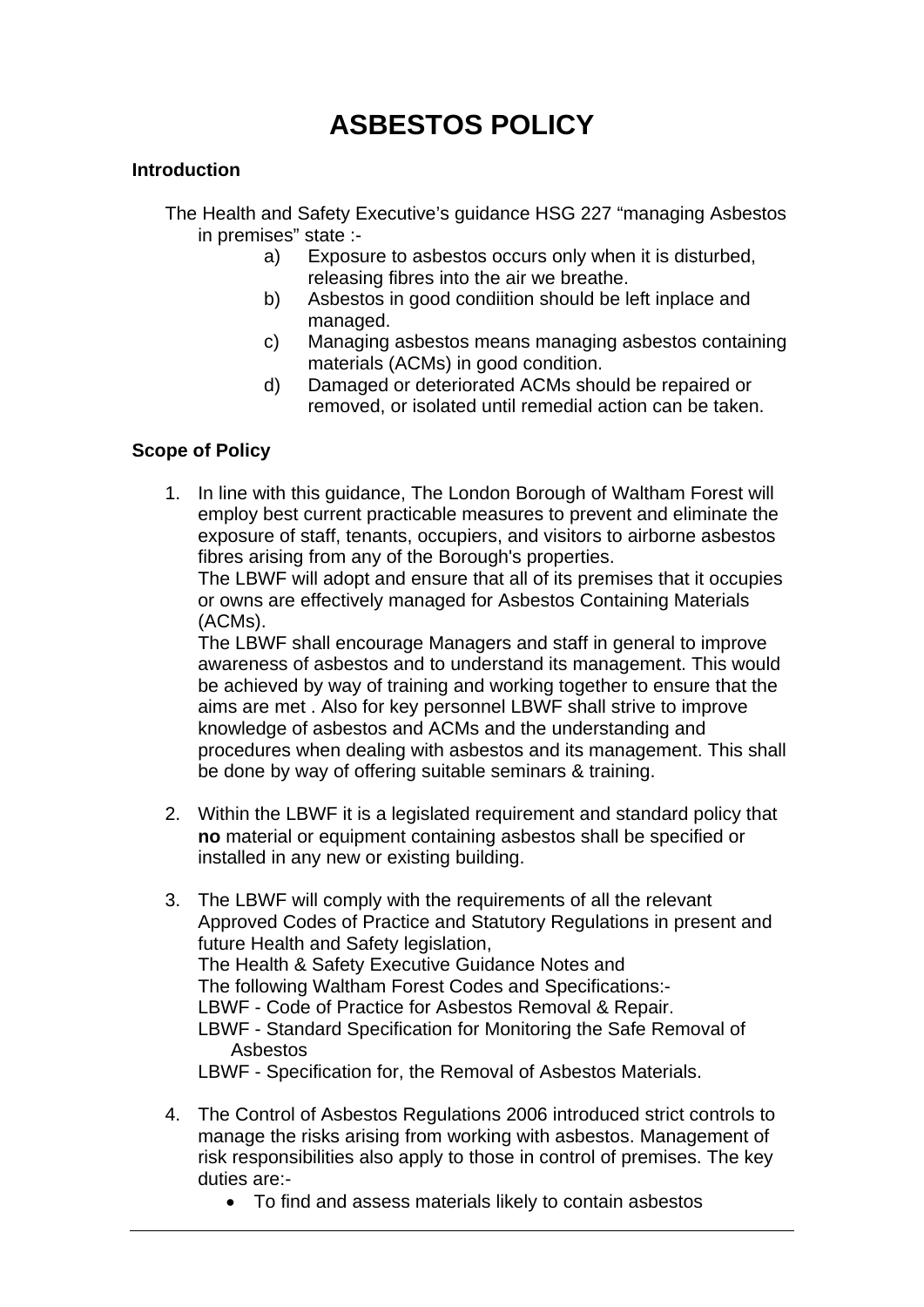# ASBESTOS POLICY

### Introduction

The Health and Safety Executive's guidance HSG 227 "managing Asbestos in premises" state :-

a) Exposure to asbestos occurs only when it is disturbed, releasing fibres into the air we breathe.
b) Asbestos in good condiition should be left inplace and managed.
c) Managing asbestos means managing asbestos containing materials (ACMs) in good condition.
d) Damaged or deteriorated ACMs should be repaired or removed, or isolated until remedial action can be taken.

### Scope of Policy

1. In line with this guidance, The London Borough of Waltham Forest will employ best current practicable measures to prevent and eliminate the exposure of staff, tenants, occupiers, and visitors to airborne asbestos fibres arising from any of the Borough's properties.
   The LBWF will adopt and ensure that all of its premises that it occupies or owns are effectively managed for Asbestos Containing Materials (ACMs).
   The LBWF shall encourage Managers and staff in general to improve awareness of asbestos and to understand its management. This would be achieved by way of training and working together to ensure that the aims are met . Also for key personnel LBWF shall strive to improve knowledge of asbestos and ACMs and the understanding and procedures when dealing with asbestos and its management. This shall be done by way of offering suitable seminars & training.

2. Within the LBWF it is a legislated requirement and standard policy that **no** material or equipment containing asbestos shall be specified or installed in any new or existing building.

3. The LBWF will comply with the requirements of all the relevant Approved Codes of Practice and Statutory Regulations in present and future Health and Safety legislation,
   The Health & Safety Executive Guidance Notes and
   The following Waltham Forest Codes and Specifications:-
   LBWF - Code of Practice for Asbestos Removal & Repair.
   LBWF - Standard Specification for Monitoring the Safe Removal of Asbestos
   LBWF - Specification for, the Removal of Asbestos Materials.

4. The Control of Asbestos Regulations 2006 introduced strict controls to manage the risks arising from working with asbestos. Management of risk responsibilities also apply to those in control of premises. The key duties are:-
   - To find and assess materials likely to contain asbestos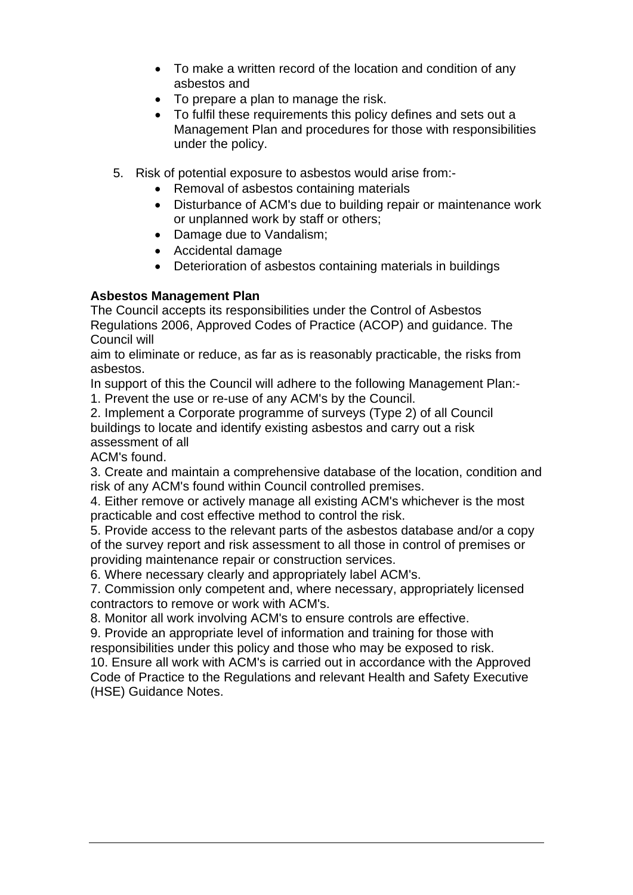- To make a written record of the location and condition of any asbestos and
- To prepare a plan to manage the risk.
- To fulfil these requirements this policy defines and sets out a Management Plan and procedures for those with responsibilities under the policy.

5. Risk of potential exposure to asbestos would arise from:-
    - Removal of asbestos containing materials
    - Disturbance of ACM's due to building repair or maintenance work or unplanned work by staff or others;
    - Damage due to Vandalism;
    - Accidental damage
    - Deterioration of asbestos containing materials in buildings

**Asbestos Management Plan**

The Council accepts its responsibilities under the Control of Asbestos Regulations 2006, Approved Codes of Practice (ACOP) and guidance. The Council will aim to eliminate or reduce, as far as is reasonably practicable, the risks from asbestos.

In support of this the Council will adhere to the following Management Plan:-

1. Prevent the use or re-use of any ACM's by the Council.
2. Implement a Corporate programme of surveys (Type 2) of all Council buildings to locate and identify existing asbestos and carry out a risk assessment of all ACM's found.
3. Create and maintain a comprehensive database of the location, condition and risk of any ACM's found within Council controlled premises.
4. Either remove or actively manage all existing ACM's whichever is the most practicable and cost effective method to control the risk.
5. Provide access to the relevant parts of the asbestos database and/or a copy of the survey report and risk assessment to all those in control of premises or providing maintenance repair or construction services.
6. Where necessary clearly and appropriately label ACM's.
7. Commission only competent and, where necessary, appropriately licensed contractors to remove or work with ACM's.
8. Monitor all work involving ACM's to ensure controls are effective.
9. Provide an appropriate level of information and training for those with responsibilities under this policy and those who may be exposed to risk.
10. Ensure all work with ACM's is carried out in accordance with the Approved Code of Practice to the Regulations and relevant Health and Safety Executive (HSE) Guidance Notes.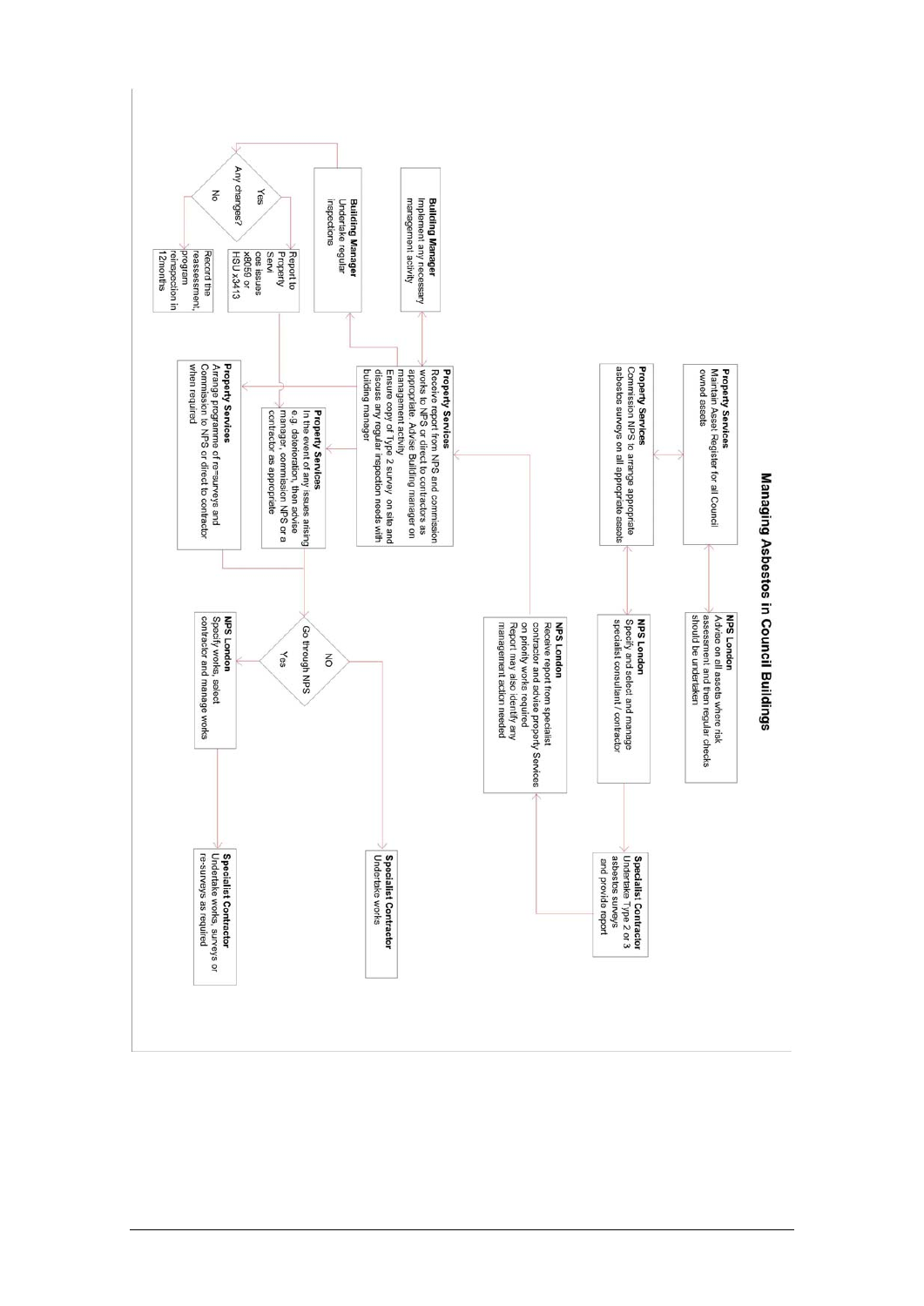# Managing Asbestos in Council Buildings

**Property Services**
Maintain Asset Register for all Council owned assets

**NPS London**
Advise on all assets where risk assessment and then regular checks should be undertaken

**Property Services**
Commission NPS to arrange appropriate asbestos surveys on all appropriate assets

**NPS London**
Specify and select and manage specialist consultant / contractor

**Specialist Contractor**
Undertake Type 2 or 3 asbestos surveys and provide report

**NPS London**
Receive report from specialist contractor and advise property Services on priority works required
Report may also identify any management action needed

**Property Services**
Receive report from NPS and commission works to NPS or direct to contractors as appropriate. Advise Building manager on management activity
Ensure copy of Type 2 survey on site and discuss any regular inspection needs with building manager

**Building Manager**
Implement any necessary management activity

**Building Manager**
Undertake regular inspections

Any changes?
- Yes → Report to Property Services issues x8059 or HSU x3413
- No → Record the reassessment, program reinspection in 12months

**Property Services**
In the event of any issues arising e.g. deterioration, then advise manager, commission NPS or a contractor as appropriate

**Property Services**
Arrange programme of re-surveys and Commission to NPS or direct to contractor when required

Go through NPS
- NO → **Specialist Contractor**
Undertake works
- Yes → **NPS London**
Specify works, select contractor and manage works → **Specialist Contractor**
Undertake works, surveys or re-surveys as required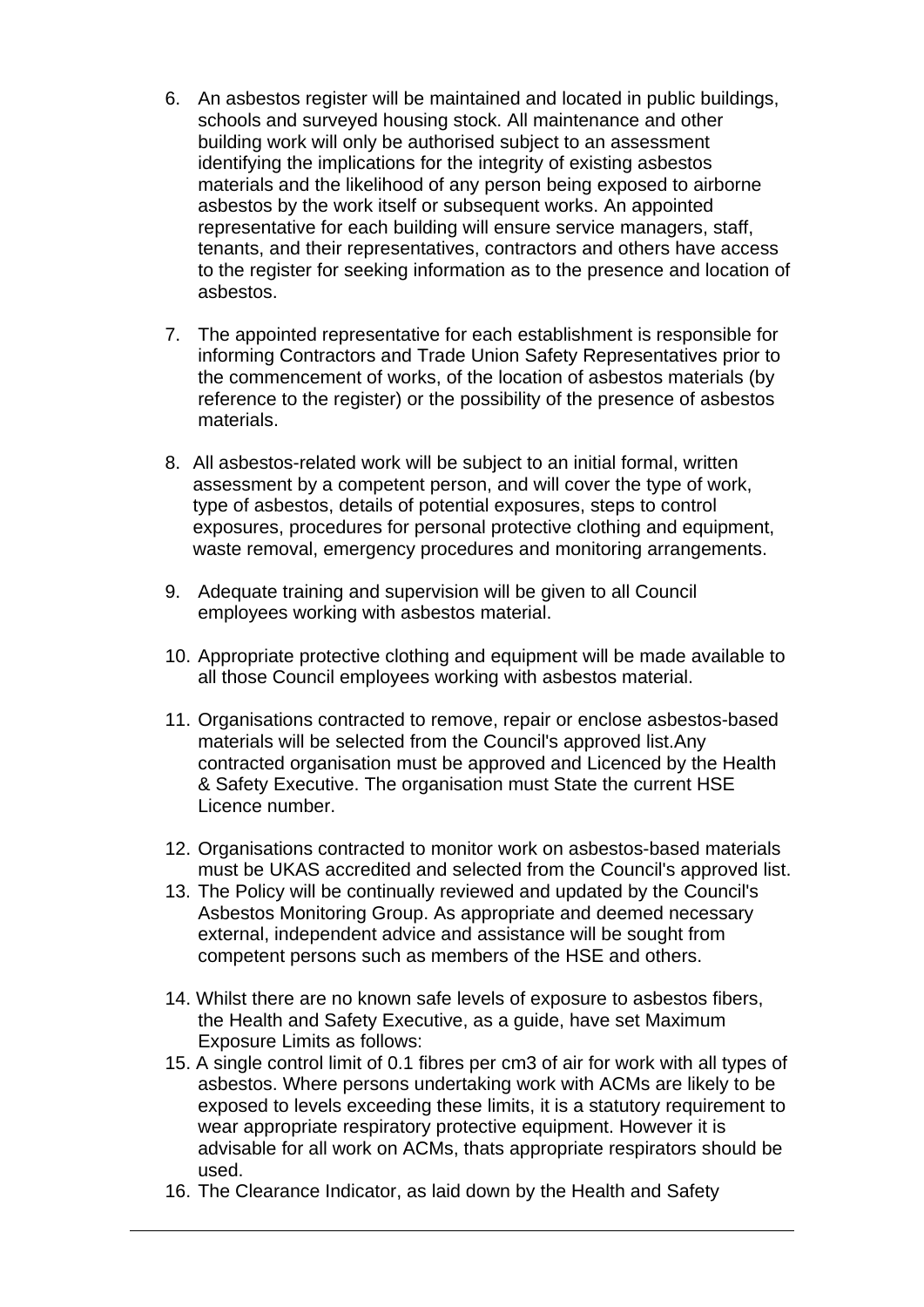6. An asbestos register will be maintained and located in public buildings, schools and surveyed housing stock. All maintenance and other building work will only be authorised subject to an assessment identifying the implications for the integrity of existing asbestos materials and the likelihood of any person being exposed to airborne asbestos by the work itself or subsequent works. An appointed representative for each building will ensure service managers, staff, tenants, and their representatives, contractors and others have access to the register for seeking information as to the presence and location of asbestos.

7. The appointed representative for each establishment is responsible for informing Contractors and Trade Union Safety Representatives prior to the commencement of works, of the location of asbestos materials (by reference to the register) or the possibility of the presence of asbestos materials.

8. All asbestos-related work will be subject to an initial formal, written assessment by a competent person, and will cover the type of work, type of asbestos, details of potential exposures, steps to control exposures, procedures for personal protective clothing and equipment, waste removal, emergency procedures and monitoring arrangements.

9. Adequate training and supervision will be given to all Council employees working with asbestos material.

10. Appropriate protective clothing and equipment will be made available to all those Council employees working with asbestos material.

11. Organisations contracted to remove, repair or enclose asbestos-based materials will be selected from the Council's approved list.Any contracted organisation must be approved and Licenced by the Health & Safety Executive. The organisation must State the current HSE Licence number.

12. Organisations contracted to monitor work on asbestos-based materials must be UKAS accredited and selected from the Council's approved list.
13. The Policy will be continually reviewed and updated by the Council's Asbestos Monitoring Group. As appropriate and deemed necessary external, independent advice and assistance will be sought from competent persons such as members of the HSE and others.

14. Whilst there are no known safe levels of exposure to asbestos fibers, the Health and Safety Executive, as a guide, have set Maximum Exposure Limits as follows:
15. A single control limit of 0.1 fibres per cm3 of air for work with all types of asbestos. Where persons undertaking work with ACMs are likely to be exposed to levels exceeding these limits, it is a statutory requirement to wear appropriate respiratory protective equipment. However it is advisable for all work on ACMs, thats appropriate respirators should be used.
16. The Clearance Indicator, as laid down by the Health and Safety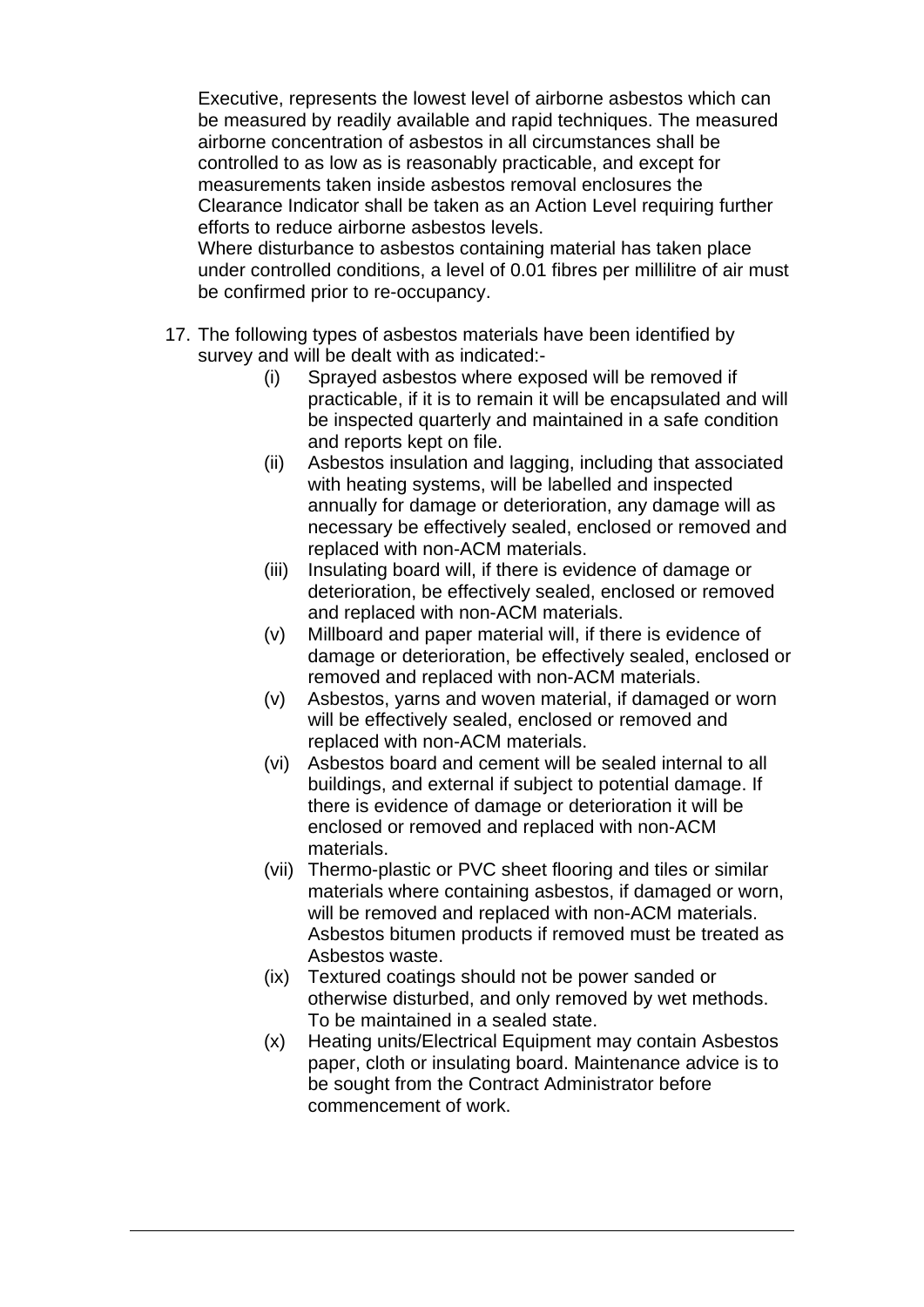Executive, represents the lowest level of airborne asbestos which can be measured by readily available and rapid techniques. The measured airborne concentration of asbestos in all circumstances shall be controlled to as low as is reasonably practicable, and except for measurements taken inside asbestos removal enclosures the Clearance Indicator shall be taken as an Action Level requiring further efforts to reduce airborne asbestos levels.
Where disturbance to asbestos containing material has taken place under controlled conditions, a level of 0.01 fibres per millilitre of air must be confirmed prior to re-occupancy.

17. The following types of asbestos materials have been identified by survey and will be dealt with as indicated:-
    - (i) Sprayed asbestos where exposed will be removed if practicable, if it is to remain it will be encapsulated and will be inspected quarterly and maintained in a safe condition and reports kept on file.
    - (ii) Asbestos insulation and lagging, including that associated with heating systems, will be labelled and inspected annually for damage or deterioration, any damage will as necessary be effectively sealed, enclosed or removed and replaced with non-ACM materials.
    - (iii) Insulating board will, if there is evidence of damage or deterioration, be effectively sealed, enclosed or removed and replaced with non-ACM materials.
    - (v) Millboard and paper material will, if there is evidence of damage or deterioration, be effectively sealed, enclosed or removed and replaced with non-ACM materials.
    - (v) Asbestos, yarns and woven material, if damaged or worn will be effectively sealed, enclosed or removed and replaced with non-ACM materials.
    - (vi) Asbestos board and cement will be sealed internal to all buildings, and external if subject to potential damage. If there is evidence of damage or deterioration it will be enclosed or removed and replaced with non-ACM materials.
    - (vii) Thermo-plastic or PVC sheet flooring and tiles or similar materials where containing asbestos, if damaged or worn, will be removed and replaced with non-ACM materials. Asbestos bitumen products if removed must be treated as Asbestos waste.
    - (ix) Textured coatings should not be power sanded or otherwise disturbed, and only removed by wet methods. To be maintained in a sealed state.
    - (x) Heating units/Electrical Equipment may contain Asbestos paper, cloth or insulating board. Maintenance advice is to be sought from the Contract Administrator before commencement of work.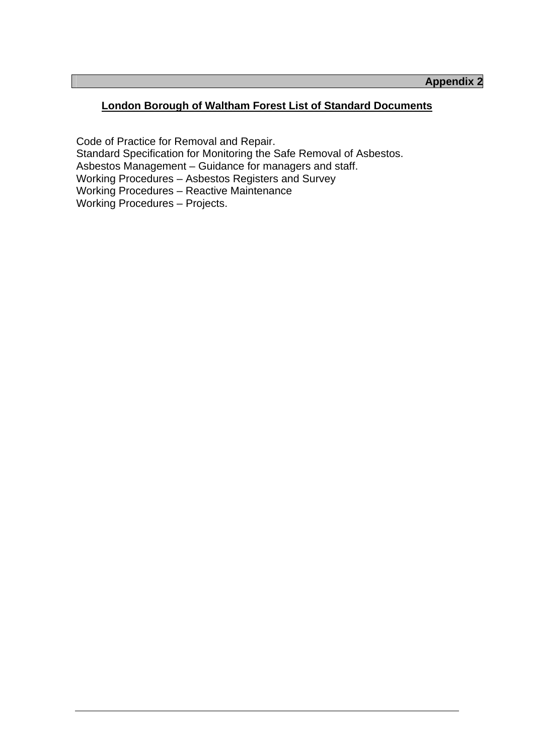**Appendix 2**

## London Borough of Waltham Forest List of Standard Documents

Code of Practice for Removal and Repair.
Standard Specification for Monitoring the Safe Removal of Asbestos.
Asbestos Management – Guidance for managers and staff.
Working Procedures – Asbestos Registers and Survey
Working Procedures – Reactive Maintenance
Working Procedures – Projects.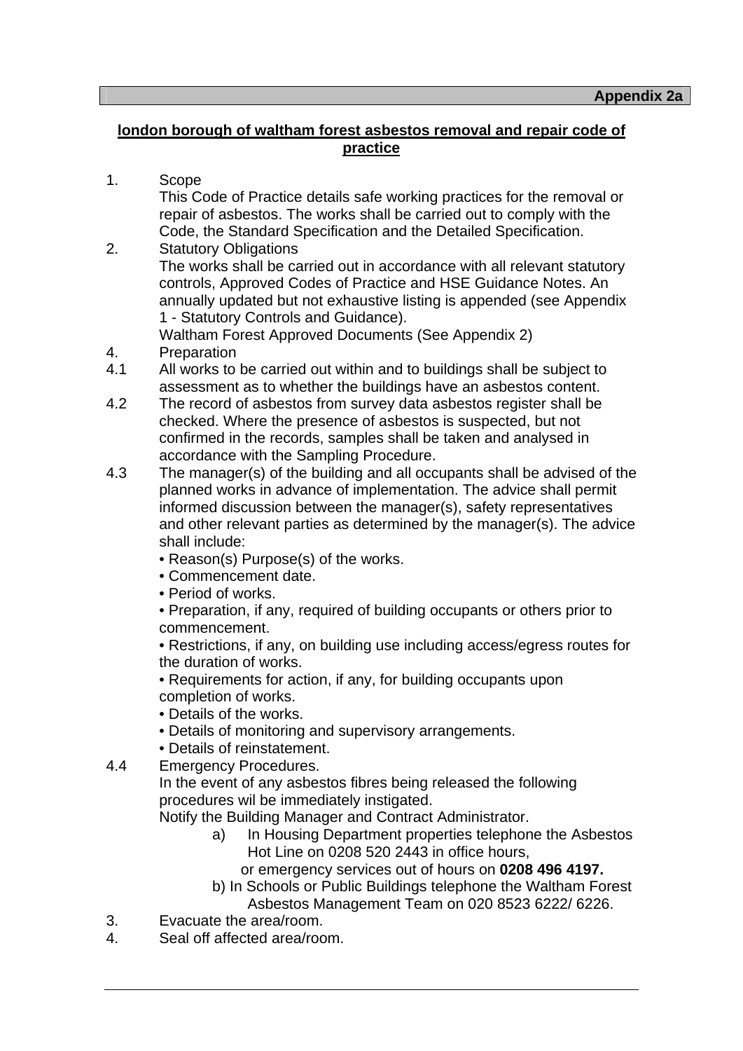**Appendix 2a**

## london borough of waltham forest asbestos removal and repair code of practice

1. Scope

   This Code of Practice details safe working practices for the removal or repair of asbestos. The works shall be carried out to comply with the Code, the Standard Specification and the Detailed Specification.

2. Statutory Obligations

   The works shall be carried out in accordance with all relevant statutory controls, Approved Codes of Practice and HSE Guidance Notes. An annually updated but not exhaustive listing is appended (see Appendix 1 - Statutory Controls and Guidance).

   Waltham Forest Approved Documents (See Appendix 2)

4. Preparation

4.1 All works to be carried out within and to buildings shall be subject to assessment as to whether the buildings have an asbestos content.

4.2 The record of asbestos from survey data asbestos register shall be checked. Where the presence of asbestos is suspected, but not confirmed in the records, samples shall be taken and analysed in accordance with the Sampling Procedure.

4.3 The manager(s) of the building and all occupants shall be advised of the planned works in advance of implementation. The advice shall permit informed discussion between the manager(s), safety representatives and other relevant parties as determined by the manager(s). The advice shall include:

- Reason(s) Purpose(s) of the works.
- Commencement date.
- Period of works.
- Preparation, if any, required of building occupants or others prior to commencement.
- Restrictions, if any, on building use including access/egress routes for the duration of works.
- Requirements for action, if any, for building occupants upon completion of works.
- Details of the works.
- Details of monitoring and supervisory arrangements.
- Details of reinstatement.

4.4 Emergency Procedures.

   In the event of any asbestos fibres being released the following procedures wil be immediately instigated.

   Notify the Building Manager and Contract Administrator.

   a) In Housing Department properties telephone the Asbestos Hot Line on 0208 520 2443 in office hours,
      or emergency services out of hours on **0208 496 4197.**

   b) In Schools or Public Buildings telephone the Waltham Forest Asbestos Management Team on 020 8523 6222/ 6226.

3. Evacuate the area/room.
4. Seal off affected area/room.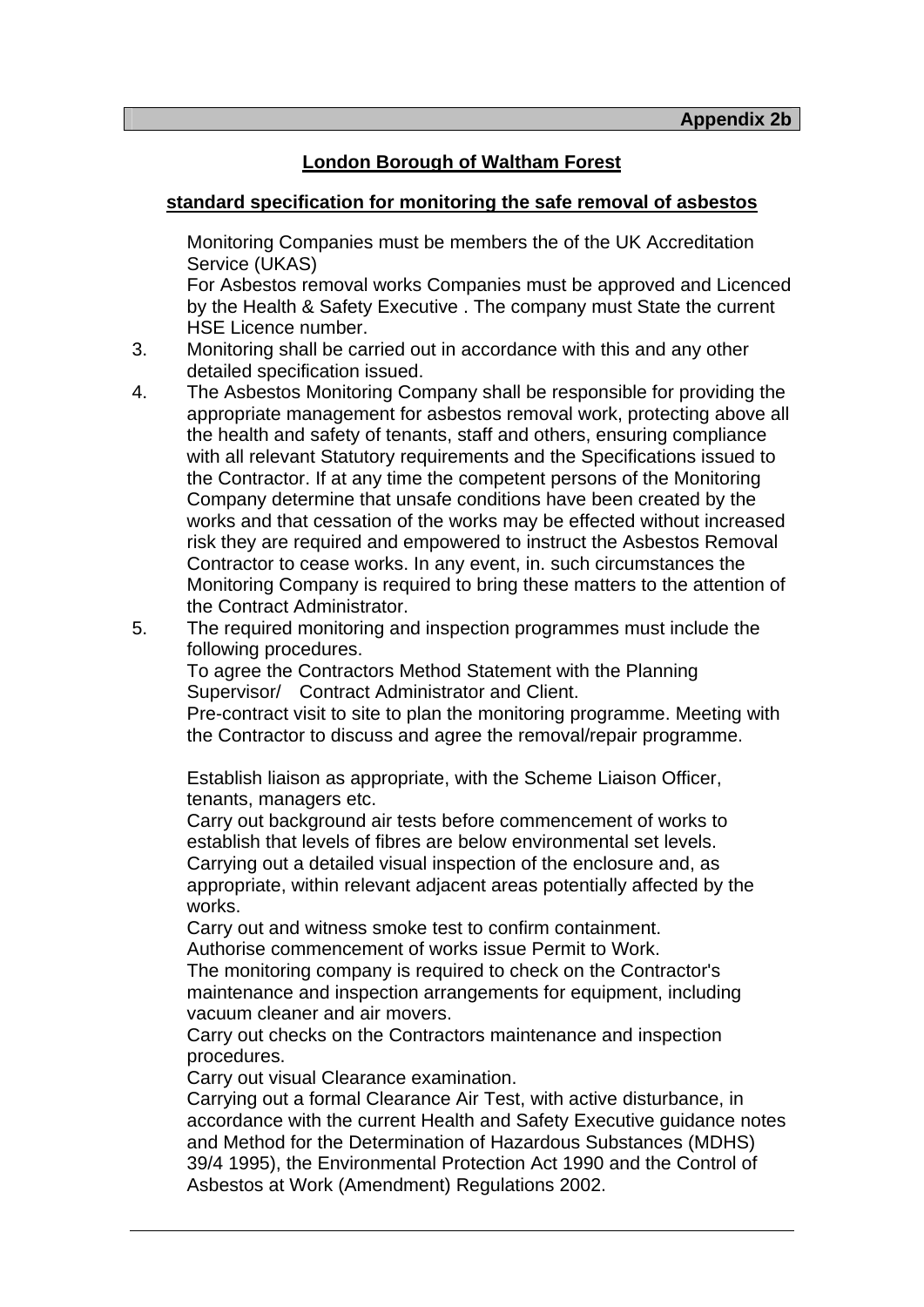**Appendix 2b**

## London Borough of Waltham Forest

### standard specification for monitoring the safe removal of asbestos

Monitoring Companies must be members the of the UK Accreditation Service (UKAS)

For Asbestos removal works Companies must be approved and Licenced by the Health & Safety Executive . The company must State the current HSE Licence number.

3. Monitoring shall be carried out in accordance with this and any other detailed specification issued.
4. The Asbestos Monitoring Company shall be responsible for providing the appropriate management for asbestos removal work, protecting above all the health and safety of tenants, staff and others, ensuring compliance with all relevant Statutory requirements and the Specifications issued to the Contractor. If at any time the competent persons of the Monitoring Company determine that unsafe conditions have been created by the works and that cessation of the works may be effected without increased risk they are required and empowered to instruct the Asbestos Removal Contractor to cease works. In any event, in. such circumstances the Monitoring Company is required to bring these matters to the attention of the Contract Administrator.
5. The required monitoring and inspection programmes must include the following procedures.

   To agree the Contractors Method Statement with the Planning Supervisor/ Contract Administrator and Client.

   Pre-contract visit to site to plan the monitoring programme. Meeting with the Contractor to discuss and agree the removal/repair programme.

   Establish liaison as appropriate, with the Scheme Liaison Officer, tenants, managers etc.

   Carry out background air tests before commencement of works to establish that levels of fibres are below environmental set levels.

   Carrying out a detailed visual inspection of the enclosure and, as appropriate, within relevant adjacent areas potentially affected by the works.

   Carry out and witness smoke test to confirm containment.

   Authorise commencement of works issue Permit to Work.

   The monitoring company is required to check on the Contractor's maintenance and inspection arrangements for equipment, including vacuum cleaner and air movers.

   Carry out checks on the Contractors maintenance and inspection procedures.

   Carry out visual Clearance examination.

   Carrying out a formal Clearance Air Test, with active disturbance, in accordance with the current Health and Safety Executive guidance notes and Method for the Determination of Hazardous Substances (MDHS) 39/4 1995), the Environmental Protection Act 1990 and the Control of Asbestos at Work (Amendment) Regulations 2002.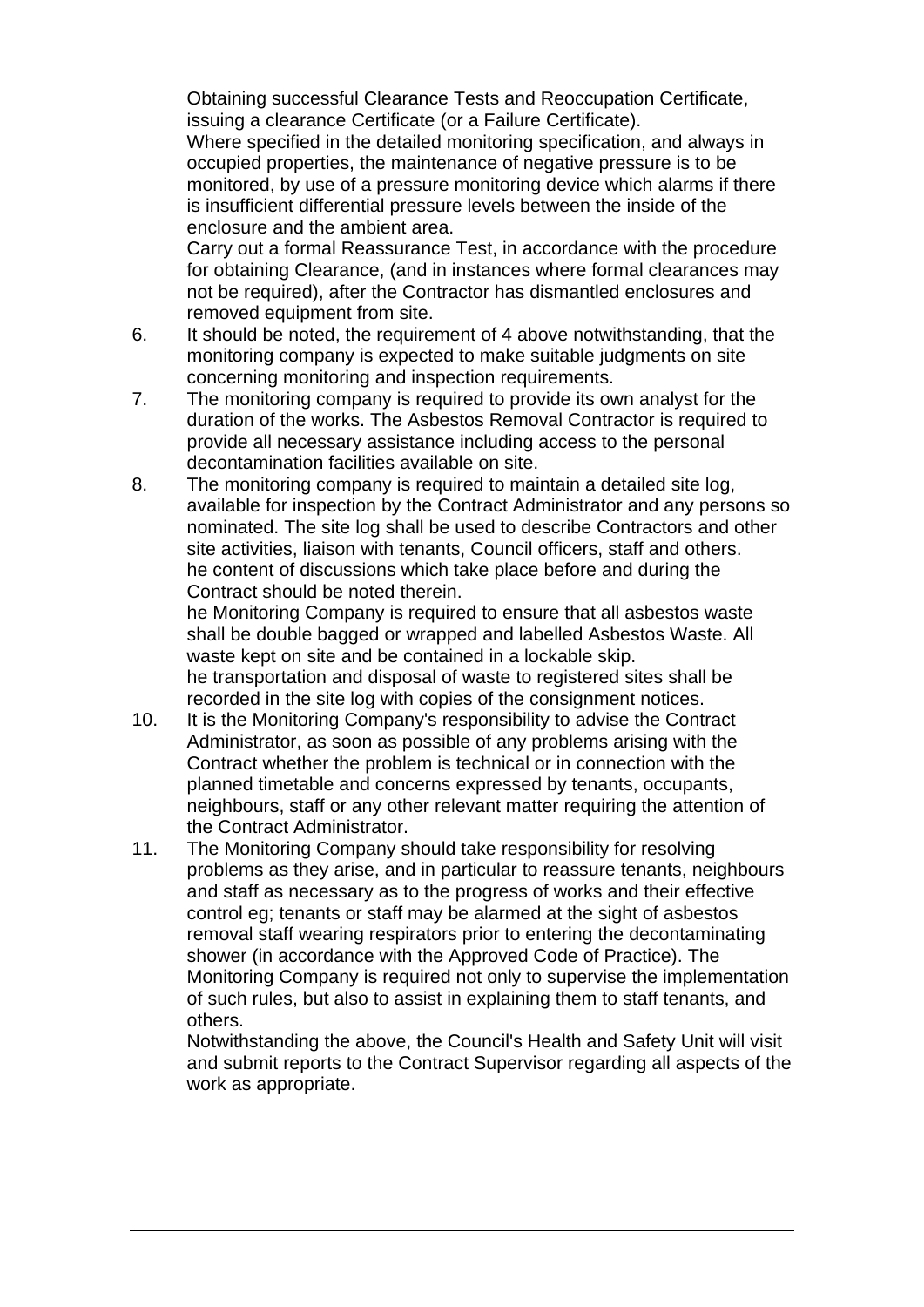Obtaining successful Clearance Tests and Reoccupation Certificate, issuing a clearance Certificate (or a Failure Certificate).

Where specified in the detailed monitoring specification, and always in occupied properties, the maintenance of negative pressure is to be monitored, by use of a pressure monitoring device which alarms if there is insufficient differential pressure levels between the inside of the enclosure and the ambient area.

Carry out a formal Reassurance Test, in accordance with the procedure for obtaining Clearance, (and in instances where formal clearances may not be required), after the Contractor has dismantled enclosures and removed equipment from site.

6. It should be noted, the requirement of 4 above notwithstanding, that the monitoring company is expected to make suitable judgments on site concerning monitoring and inspection requirements.
7. The monitoring company is required to provide its own analyst for the duration of the works. The Asbestos Removal Contractor is required to provide all necessary assistance including access to the personal decontamination facilities available on site.
8. The monitoring company is required to maintain a detailed site log, available for inspection by the Contract Administrator and any persons so nominated. The site log shall be used to describe Contractors and other site activities, liaison with tenants, Council officers, staff and others.

   he content of discussions which take place before and during the Contract should be noted therein.

   he Monitoring Company is required to ensure that all asbestos waste shall be double bagged or wrapped and labelled Asbestos Waste. All waste kept on site and be contained in a lockable skip.

   he transportation and disposal of waste to registered sites shall be recorded in the site log with copies of the consignment notices.

10. It is the Monitoring Company's responsibility to advise the Contract Administrator, as soon as possible of any problems arising with the Contract whether the problem is technical or in connection with the planned timetable and concerns expressed by tenants, occupants, neighbours, staff or any other relevant matter requiring the attention of the Contract Administrator.
11. The Monitoring Company should take responsibility for resolving problems as they arise, and in particular to reassure tenants, neighbours and staff as necessary as to the progress of works and their effective control eg; tenants or staff may be alarmed at the sight of asbestos removal staff wearing respirators prior to entering the decontaminating shower (in accordance with the Approved Code of Practice). The Monitoring Company is required not only to supervise the implementation of such rules, but also to assist in explaining them to staff tenants, and others.

    Notwithstanding the above, the Council's Health and Safety Unit will visit and submit reports to the Contract Supervisor regarding all aspects of the work as appropriate.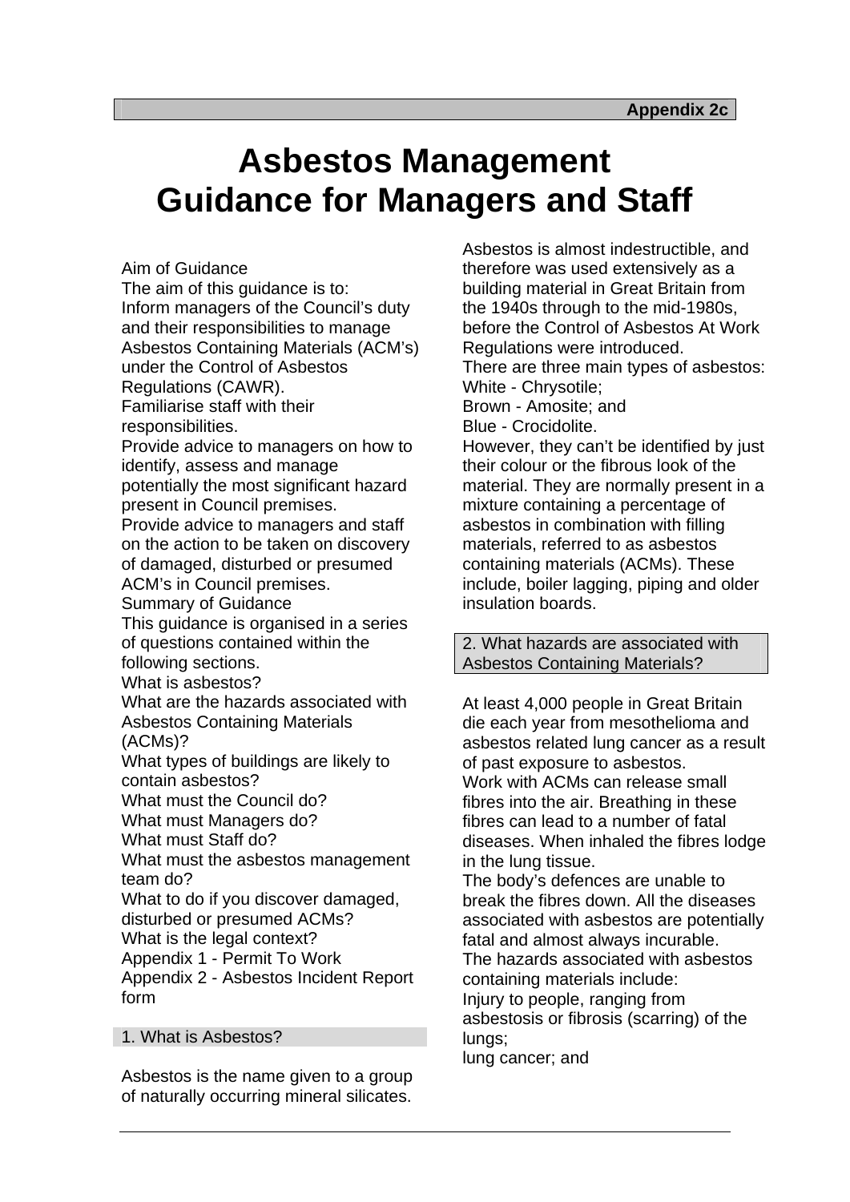Appendix 2c

# Asbestos Management
# Guidance for Managers and Staff

Aim of Guidance

The aim of this guidance is to:

Inform managers of the Council's duty and their responsibilities to manage Asbestos Containing Materials (ACM's) under the Control of Asbestos Regulations (CAWR).

Familiarise staff with their responsibilities.

Provide advice to managers on how to identify, assess and manage potentially the most significant hazard present in Council premises.

Provide advice to managers and staff on the action to be taken on discovery of damaged, disturbed or presumed ACM's in Council premises.

Summary of Guidance

This guidance is organised in a series of questions contained within the following sections.

What is asbestos?

What are the hazards associated with Asbestos Containing Materials (ACMs)?

What types of buildings are likely to contain asbestos?

What must the Council do?

What must Managers do?

What must Staff do?

What must the asbestos management team do?

What to do if you discover damaged, disturbed or presumed ACMs?

What is the legal context?

Appendix 1 - Permit To Work

Appendix 2 - Asbestos Incident Report form

## 1. What is Asbestos?

Asbestos is the name given to a group of naturally occurring mineral silicates.

Asbestos is almost indestructible, and therefore was used extensively as a building material in Great Britain from the 1940s through to the mid-1980s, before the Control of Asbestos At Work Regulations were introduced.

There are three main types of asbestos:

White - Chrysotile;

Brown - Amosite; and

Blue - Crocidolite.

However, they can't be identified by just their colour or the fibrous look of the material. They are normally present in a mixture containing a percentage of asbestos in combination with filling materials, referred to as asbestos containing materials (ACMs). These include, boiler lagging, piping and older insulation boards.

## 2. What hazards are associated with Asbestos Containing Materials?

At least 4,000 people in Great Britain die each year from mesothelioma and asbestos related lung cancer as a result of past exposure to asbestos.

Work with ACMs can release small fibres into the air. Breathing in these fibres can lead to a number of fatal diseases. When inhaled the fibres lodge in the lung tissue.

The body's defences are unable to break the fibres down. All the diseases associated with asbestos are potentially fatal and almost always incurable.

The hazards associated with asbestos containing materials include:

Injury to people, ranging from asbestosis or fibrosis (scarring) of the lungs;

lung cancer; and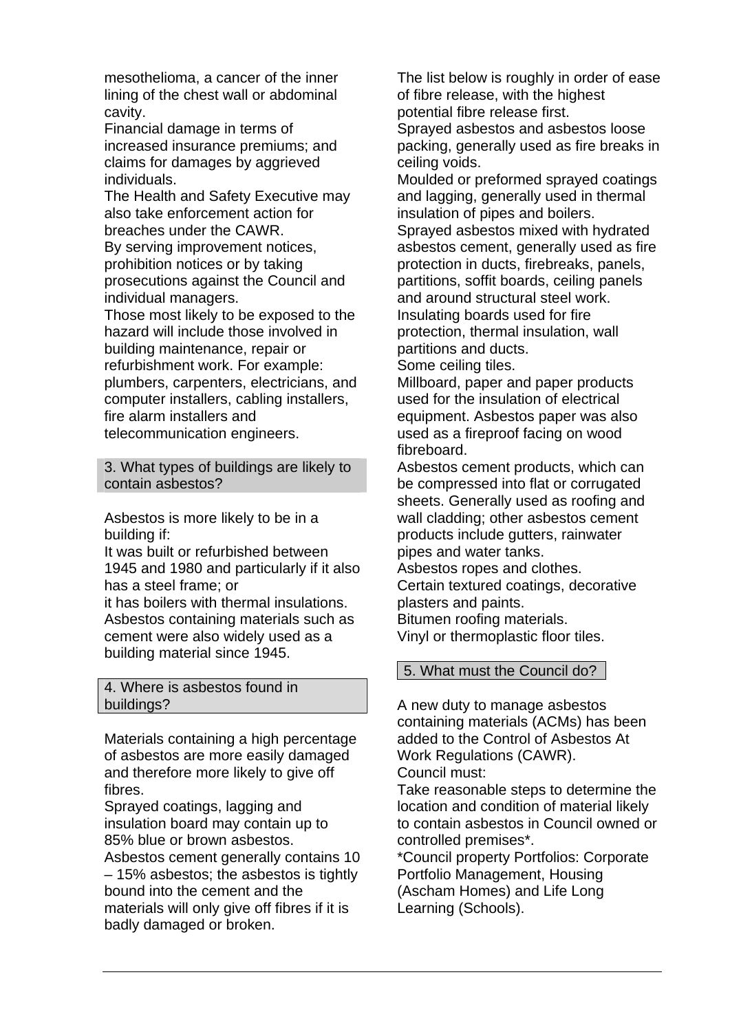mesothelioma, a cancer of the inner lining of the chest wall or abdominal cavity.

Financial damage in terms of increased insurance premiums; and claims for damages by aggrieved individuals.

The Health and Safety Executive may also take enforcement action for breaches under the CAWR.

By serving improvement notices, prohibition notices or by taking prosecutions against the Council and individual managers.

Those most likely to be exposed to the hazard will include those involved in building maintenance, repair or refurbishment work. For example: plumbers, carpenters, electricians, and computer installers, cabling installers, fire alarm installers and telecommunication engineers.

## 3. What types of buildings are likely to contain asbestos?

Asbestos is more likely to be in a building if:

It was built or refurbished between 1945 and 1980 and particularly if it also has a steel frame; or

it has boilers with thermal insulations.

Asbestos containing materials such as cement were also widely used as a building material since 1945.

## 4. Where is asbestos found in buildings?

Materials containing a high percentage of asbestos are more easily damaged and therefore more likely to give off fibres.

Sprayed coatings, lagging and insulation board may contain up to 85% blue or brown asbestos.

Asbestos cement generally contains 10 – 15% asbestos; the asbestos is tightly bound into the cement and the materials will only give off fibres if it is badly damaged or broken.

The list below is roughly in order of ease of fibre release, with the highest potential fibre release first.

Sprayed asbestos and asbestos loose packing, generally used as fire breaks in ceiling voids.

Moulded or preformed sprayed coatings and lagging, generally used in thermal insulation of pipes and boilers.

Sprayed asbestos mixed with hydrated asbestos cement, generally used as fire protection in ducts, firebreaks, panels, partitions, soffit boards, ceiling panels and around structural steel work.

Insulating boards used for fire protection, thermal insulation, wall partitions and ducts.

Some ceiling tiles.

Millboard, paper and paper products used for the insulation of electrical equipment. Asbestos paper was also used as a fireproof facing on wood fibreboard.

Asbestos cement products, which can be compressed into flat or corrugated sheets. Generally used as roofing and wall cladding; other asbestos cement products include gutters, rainwater pipes and water tanks.

Asbestos ropes and clothes.

Certain textured coatings, decorative plasters and paints.

Bitumen roofing materials.

Vinyl or thermoplastic floor tiles.

## 5. What must the Council do?

A new duty to manage asbestos containing materials (ACMs) has been added to the Control of Asbestos At Work Regulations (CAWR).

Council must:

Take reasonable steps to determine the location and condition of material likely to contain asbestos in Council owned or controlled premises*.

*Council property Portfolios: Corporate Portfolio Management, Housing (Ascham Homes) and Life Long Learning (Schools).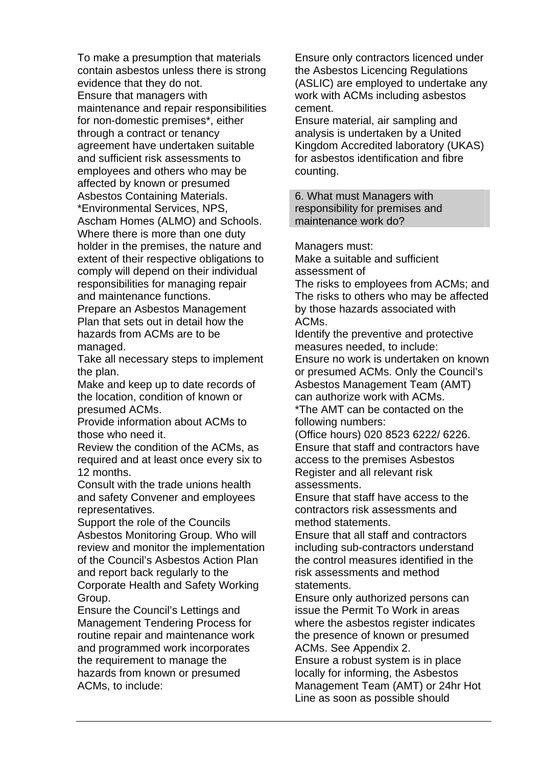To make a presumption that materials contain asbestos unless there is strong evidence that they do not.

Ensure that managers with maintenance and repair responsibilities for non-domestic premises*, either through a contract or tenancy agreement have undertaken suitable and sufficient risk assessments to employees and others who may be affected by known or presumed Asbestos Containing Materials.

*Environmental Services, NPS, Ascham Homes (ALMO) and Schools.

Where there is more than one duty holder in the premises, the nature and extent of their respective obligations to comply will depend on their individual responsibilities for managing repair and maintenance functions.

Prepare an Asbestos Management Plan that sets out in detail how the hazards from ACMs are to be managed.

Take all necessary steps to implement the plan.

Make and keep up to date records of the location, condition of known or presumed ACMs.

Provide information about ACMs to those who need it.

Review the condition of the ACMs, as required and at least once every six to 12 months.

Consult with the trade unions health and safety Convener and employees representatives.

Support the role of the Councils Asbestos Monitoring Group. Who will review and monitor the implementation of the Council's Asbestos Action Plan and report back regularly to the Corporate Health and Safety Working Group.

Ensure the Council's Lettings and Management Tendering Process for routine repair and maintenance work and programmed work incorporates the requirement to manage the hazards from known or presumed ACMs, to include:

Ensure only contractors licenced under the Asbestos Licencing Regulations (ASLIC) are employed to undertake any work with ACMs including asbestos cement.

Ensure material, air sampling and analysis is undertaken by a United Kingdom Accredited laboratory (UKAS) for asbestos identification and fibre counting.

## 6. What must Managers with responsibility for premises and maintenance work do?

Managers must:

Make a suitable and sufficient assessment of

The risks to employees from ACMs; and

The risks to others who may be affected by those hazards associated with ACMs.

Identify the preventive and protective measures needed, to include:

Ensure no work is undertaken on known or presumed ACMs. Only the Council's Asbestos Management Team (AMT) can authorize work with ACMs.

*The AMT can be contacted on the following numbers:

(Office hours) 020 8523 6222/ 6226.

Ensure that staff and contractors have access to the premises Asbestos Register and all relevant risk assessments.

Ensure that staff have access to the contractors risk assessments and method statements.

Ensure that all staff and contractors including sub-contractors understand the control measures identified in the risk assessments and method statements.

Ensure only authorized persons can issue the Permit To Work in areas where the asbestos register indicates the presence of known or presumed ACMs. See Appendix 2.

Ensure a robust system is in place locally for informing, the Asbestos Management Team (AMT) or 24hr Hot Line as soon as possible should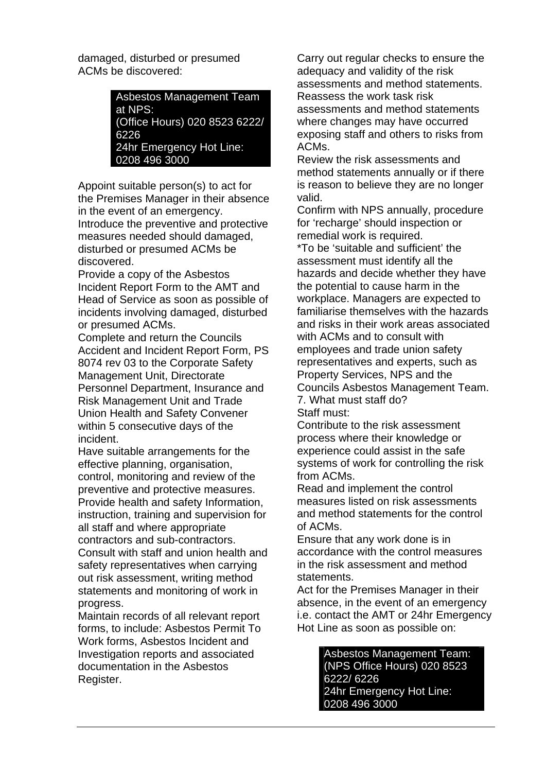damaged, disturbed or presumed ACMs be discovered:

> Asbestos Management Team at NPS:
> (Office Hours) 020 8523 6222/ 6226
> 24hr Emergency Hot Line: 0208 496 3000

Appoint suitable person(s) to act for the Premises Manager in their absence in the event of an emergency.

Introduce the preventive and protective measures needed should damaged, disturbed or presumed ACMs be discovered.

Provide a copy of the Asbestos Incident Report Form to the AMT and Head of Service as soon as possible of incidents involving damaged, disturbed or presumed ACMs.

Complete and return the Councils Accident and Incident Report Form, PS 8074 rev 03 to the Corporate Safety Management Unit, Directorate Personnel Department, Insurance and Risk Management Unit and Trade Union Health and Safety Convener within 5 consecutive days of the incident.

Have suitable arrangements for the effective planning, organisation, control, monitoring and review of the preventive and protective measures.

Provide health and safety Information, instruction, training and supervision for all staff and where appropriate contractors and sub-contractors.

Consult with staff and union health and safety representatives when carrying out risk assessment, writing method statements and monitoring of work in progress.

Maintain records of all relevant report forms, to include: Asbestos Permit To Work forms, Asbestos Incident and Investigation reports and associated documentation in the Asbestos Register.

Carry out regular checks to ensure the adequacy and validity of the risk assessments and method statements.

Reassess the work task risk assessments and method statements where changes may have occurred exposing staff and others to risks from ACMs.

Review the risk assessments and method statements annually or if there is reason to believe they are no longer valid.

Confirm with NPS annually, procedure for 'recharge' should inspection or remedial work is required.

*To be 'suitable and sufficient' the assessment must identify all the hazards and decide whether they have the potential to cause harm in the workplace. Managers are expected to familiarise themselves with the hazards and risks in their work areas associated with ACMs and to consult with employees and trade union safety representatives and experts, such as Property Services, NPS and the Councils Asbestos Management Team.

## 7. What must staff do?

Staff must:

Contribute to the risk assessment process where their knowledge or experience could assist in the safe systems of work for controlling the risk from ACMs.

Read and implement the control measures listed on risk assessments and method statements for the control of ACMs.

Ensure that any work done is in accordance with the control measures in the risk assessment and method statements.

Act for the Premises Manager in their absence, in the event of an emergency i.e. contact the AMT or 24hr Emergency Hot Line as soon as possible on:

> Asbestos Management Team:
> (NPS Office Hours) 020 8523 6222/ 6226
> 24hr Emergency Hot Line: 0208 496 3000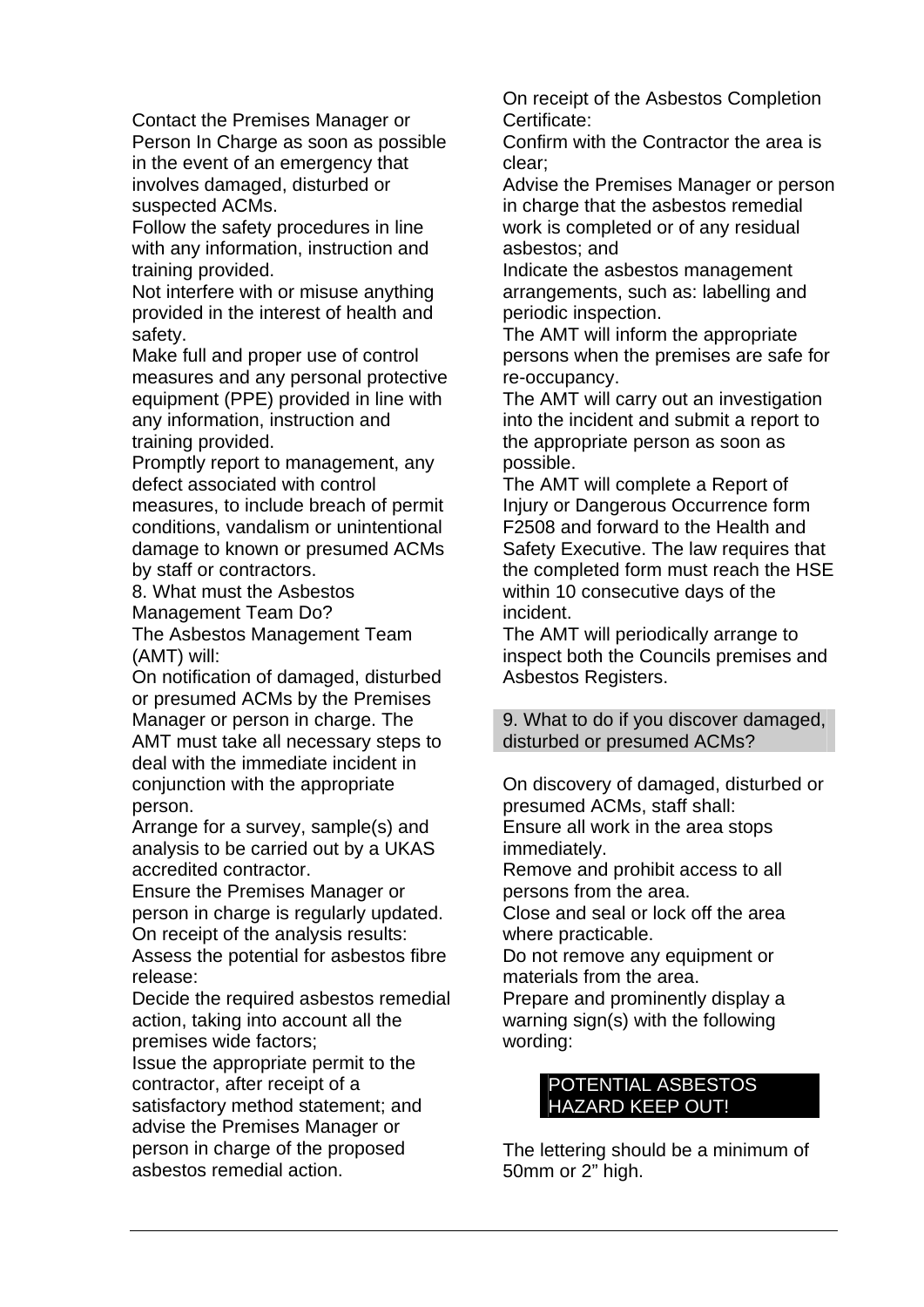Contact the Premises Manager or Person In Charge as soon as possible in the event of an emergency that involves damaged, disturbed or suspected ACMs.

Follow the safety procedures in line with any information, instruction and training provided.

Not interfere with or misuse anything provided in the interest of health and safety.

Make full and proper use of control measures and any personal protective equipment (PPE) provided in line with any information, instruction and training provided.

Promptly report to management, any defect associated with control measures, to include breach of permit conditions, vandalism or unintentional damage to known or presumed ACMs by staff or contractors.

## 8. What must the Asbestos Management Team Do?

The Asbestos Management Team (AMT) will:

On notification of damaged, disturbed or presumed ACMs by the Premises Manager or person in charge. The AMT must take all necessary steps to deal with the immediate incident in conjunction with the appropriate person.

Arrange for a survey, sample(s) and analysis to be carried out by a UKAS accredited contractor.

Ensure the Premises Manager or person in charge is regularly updated.

On receipt of the analysis results:

Assess the potential for asbestos fibre release:

Decide the required asbestos remedial action, taking into account all the premises wide factors;

Issue the appropriate permit to the contractor, after receipt of a satisfactory method statement; and advise the Premises Manager or person in charge of the proposed asbestos remedial action.

On receipt of the Asbestos Completion Certificate:

Confirm with the Contractor the area is clear;

Advise the Premises Manager or person in charge that the asbestos remedial work is completed or of any residual asbestos; and

Indicate the asbestos management arrangements, such as: labelling and periodic inspection.

The AMT will inform the appropriate persons when the premises are safe for re-occupancy.

The AMT will carry out an investigation into the incident and submit a report to the appropriate person as soon as possible.

The AMT will complete a Report of Injury or Dangerous Occurrence form F2508 and forward to the Health and Safety Executive. The law requires that the completed form must reach the HSE within 10 consecutive days of the incident.

The AMT will periodically arrange to inspect both the Councils premises and Asbestos Registers.

## 9. What to do if you discover damaged, disturbed or presumed ACMs?

On discovery of damaged, disturbed or presumed ACMs, staff shall:

Ensure all work in the area stops immediately.

Remove and prohibit access to all persons from the area.

Close and seal or lock off the area where practicable.

Do not remove any equipment or materials from the area.

Prepare and prominently display a warning sign(s) with the following wording:

**POTENTIAL ASBESTOS HAZARD KEEP OUT!**

The lettering should be a minimum of 50mm or 2" high.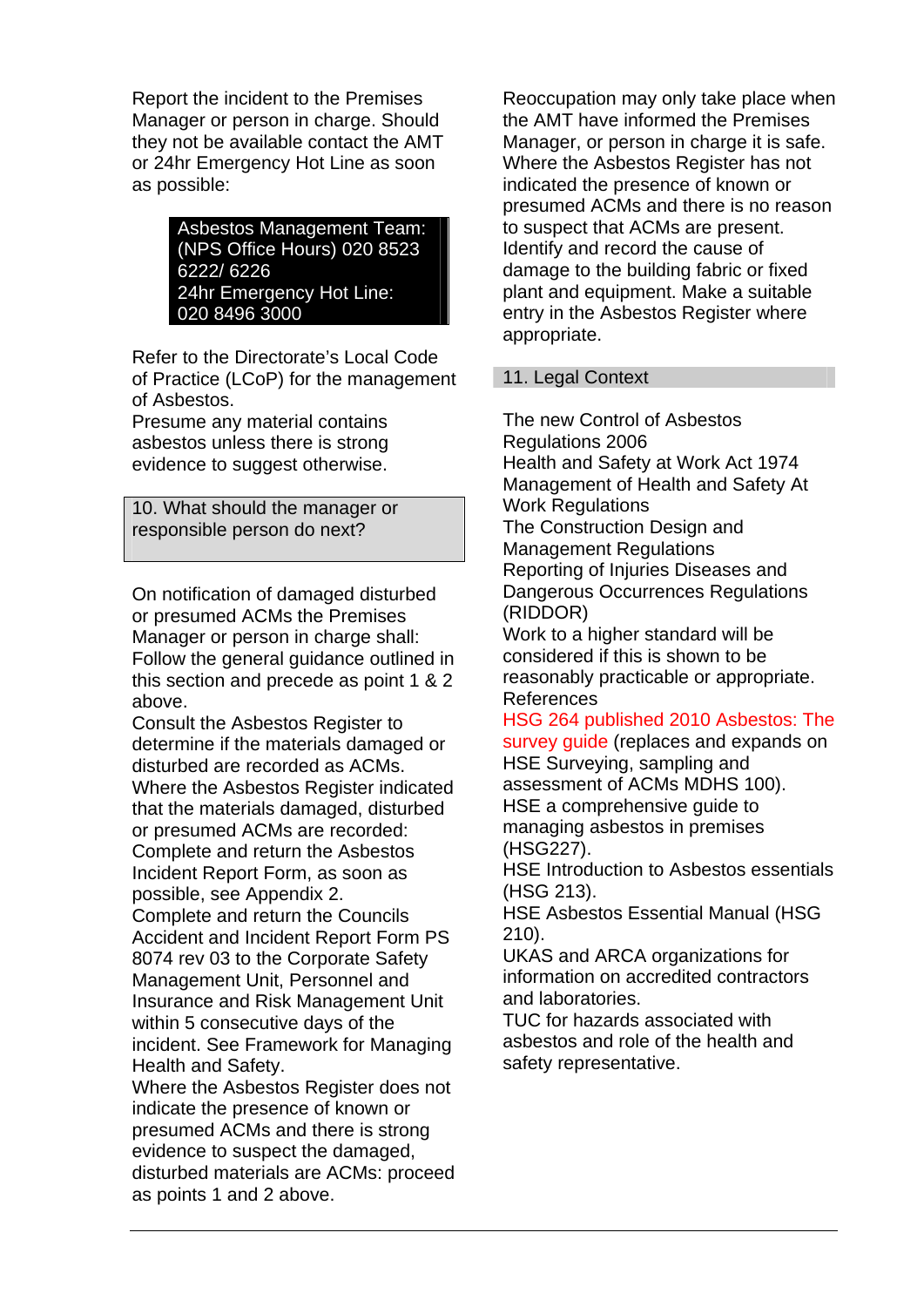Report the incident to the Premises Manager or person in charge. Should they not be available contact the AMT or 24hr Emergency Hot Line as soon as possible:

> Asbestos Management Team: (NPS Office Hours) 020 8523 6222/ 6226
> 24hr Emergency Hot Line: 020 8496 3000

Refer to the Directorate's Local Code of Practice (LCoP) for the management of Asbestos.

Presume any material contains asbestos unless there is strong evidence to suggest otherwise.

## 10. What should the manager or responsible person do next?

On notification of damaged disturbed or presumed ACMs the Premises Manager or person in charge shall:

Follow the general guidance outlined in this section and precede as point 1 & 2 above.

Consult the Asbestos Register to determine if the materials damaged or disturbed are recorded as ACMs.

Where the Asbestos Register indicated that the materials damaged, disturbed or presumed ACMs are recorded:

Complete and return the Asbestos Incident Report Form, as soon as possible, see Appendix 2.

Complete and return the Councils Accident and Incident Report Form PS 8074 rev 03 to the Corporate Safety Management Unit, Personnel and Insurance and Risk Management Unit within 5 consecutive days of the incident. See Framework for Managing Health and Safety.

Where the Asbestos Register does not indicate the presence of known or presumed ACMs and there is strong evidence to suspect the damaged, disturbed materials are ACMs: proceed as points 1 and 2 above.

Reoccupation may only take place when the AMT have informed the Premises Manager, or person in charge it is safe.

Where the Asbestos Register has not indicated the presence of known or presumed ACMs and there is no reason to suspect that ACMs are present. Identify and record the cause of damage to the building fabric or fixed plant and equipment. Make a suitable entry in the Asbestos Register where appropriate.

## 11. Legal Context

The new Control of Asbestos Regulations 2006

Health and Safety at Work Act 1974

Management of Health and Safety At Work Regulations

The Construction Design and Management Regulations

Reporting of Injuries Diseases and Dangerous Occurrences Regulations (RIDDOR)

Work to a higher standard will be considered if this is shown to be reasonably practicable or appropriate.

References

HSG 264 published 2010 Asbestos: The survey guide (replaces and expands on HSE Surveying, sampling and assessment of ACMs MDHS 100).

HSE a comprehensive guide to managing asbestos in premises (HSG227).

HSE Introduction to Asbestos essentials (HSG 213).

HSE Asbestos Essential Manual (HSG 210).

UKAS and ARCA organizations for information on accredited contractors and laboratories.

TUC for hazards associated with asbestos and role of the health and safety representative.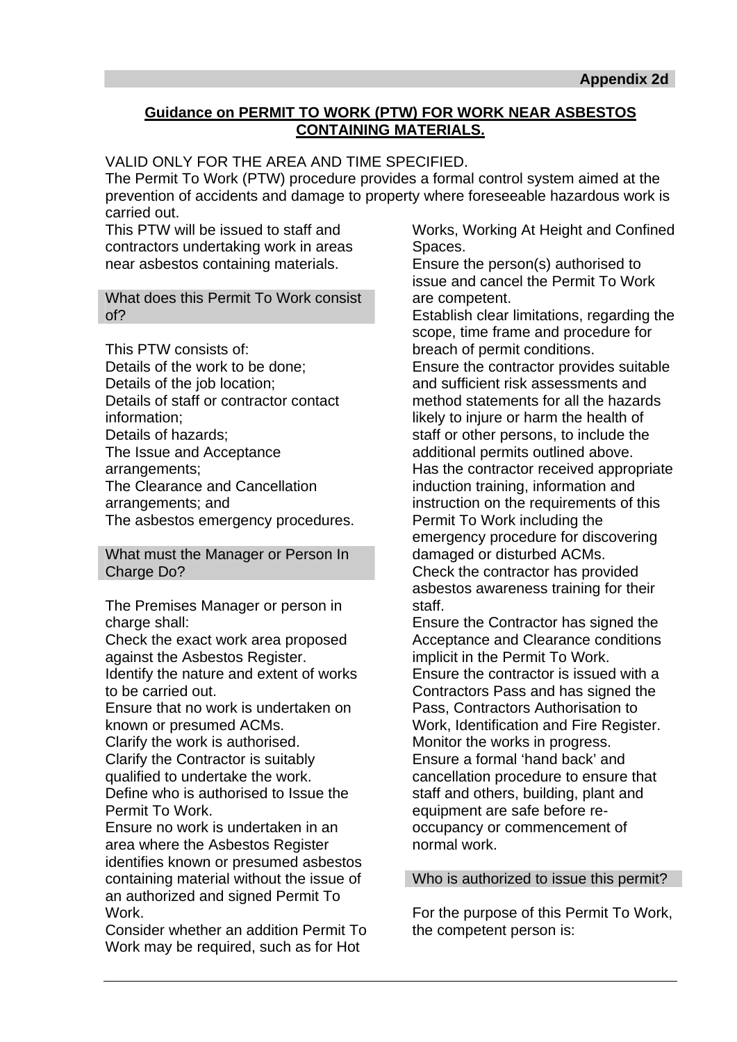**Appendix 2d**

## Guidance on PERMIT TO WORK (PTW) FOR WORK NEAR ASBESTOS CONTAINING MATERIALS.

VALID ONLY FOR THE AREA AND TIME SPECIFIED.

The Permit To Work (PTW) procedure provides a formal control system aimed at the prevention of accidents and damage to property where foreseeable hazardous work is carried out.

This PTW will be issued to staff and contractors undertaking work in areas near asbestos containing materials.

### What does this Permit To Work consist of?

This PTW consists of:

Details of the work to be done;
Details of the job location;
Details of staff or contractor contact information;
Details of hazards;
The Issue and Acceptance arrangements;
The Clearance and Cancellation arrangements; and
The asbestos emergency procedures.

### What must the Manager or Person In Charge Do?

The Premises Manager or person in charge shall:

Check the exact work area proposed against the Asbestos Register.
Identify the nature and extent of works to be carried out.
Ensure that no work is undertaken on known or presumed ACMs.
Clarify the work is authorised.
Clarify the Contractor is suitably qualified to undertake the work.
Define who is authorised to Issue the Permit To Work.
Ensure no work is undertaken in an area where the Asbestos Register identifies known or presumed asbestos containing material without the issue of an authorized and signed Permit To Work.
Consider whether an addition Permit To Work may be required, such as for Hot Works, Working At Height and Confined Spaces.
Ensure the person(s) authorised to issue and cancel the Permit To Work are competent.
Establish clear limitations, regarding the scope, time frame and procedure for breach of permit conditions.
Ensure the contractor provides suitable and sufficient risk assessments and method statements for all the hazards likely to injure or harm the health of staff or other persons, to include the additional permits outlined above.
Has the contractor received appropriate induction training, information and instruction on the requirements of this Permit To Work including the emergency procedure for discovering damaged or disturbed ACMs.
Check the contractor has provided asbestos awareness training for their staff.
Ensure the Contractor has signed the Acceptance and Clearance conditions implicit in the Permit To Work.
Ensure the contractor is issued with a Contractors Pass and has signed the Pass, Contractors Authorisation to Work, Identification and Fire Register.
Monitor the works in progress.
Ensure a formal 'hand back' and cancellation procedure to ensure that staff and others, building, plant and equipment are safe before re-occupancy or commencement of normal work.

### Who is authorized to issue this permit?

For the purpose of this Permit To Work, the competent person is: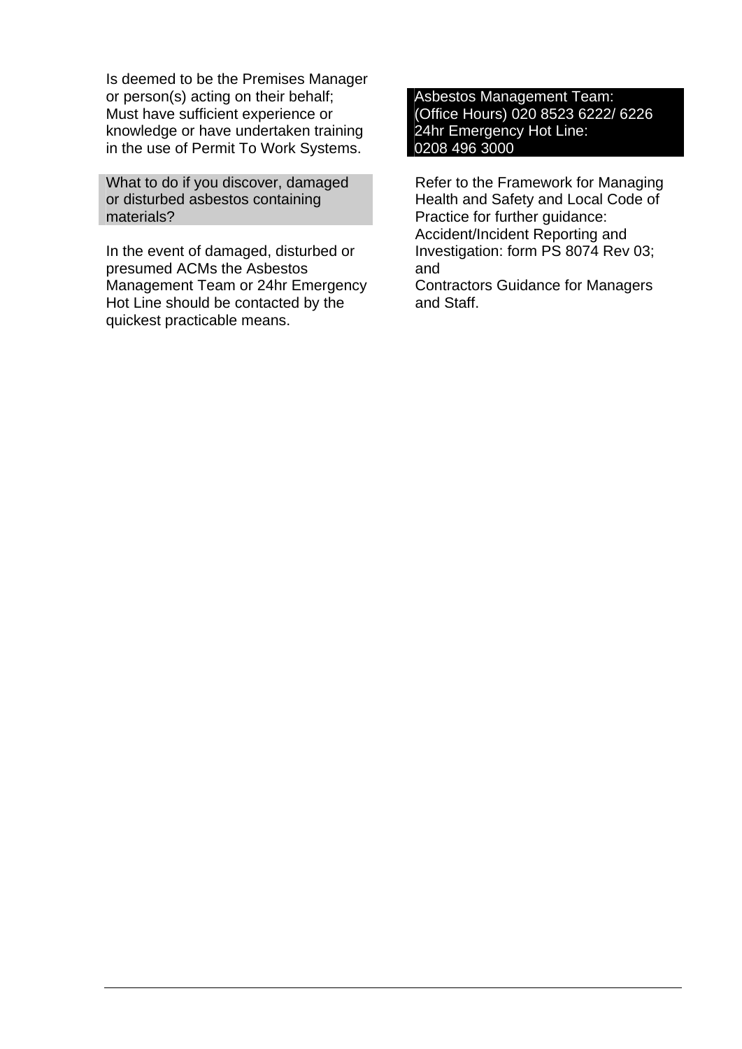Is deemed to be the Premises Manager or person(s) acting on their behalf; Must have sufficient experience or knowledge or have undertaken training in the use of Permit To Work Systems.

### What to do if you discover, damaged or disturbed asbestos containing materials?

In the event of damaged, disturbed or presumed ACMs the Asbestos Management Team or 24hr Emergency Hot Line should be contacted by the quickest practicable means.

**Asbestos Management Team:**
**(Office Hours) 020 8523 6222/ 6226**
**24hr Emergency Hot Line:**
**0208 496 3000**

Refer to the Framework for Managing Health and Safety and Local Code of Practice for further guidance:
Accident/Incident Reporting and Investigation: form PS 8074 Rev 03; and
Contractors Guidance for Managers and Staff.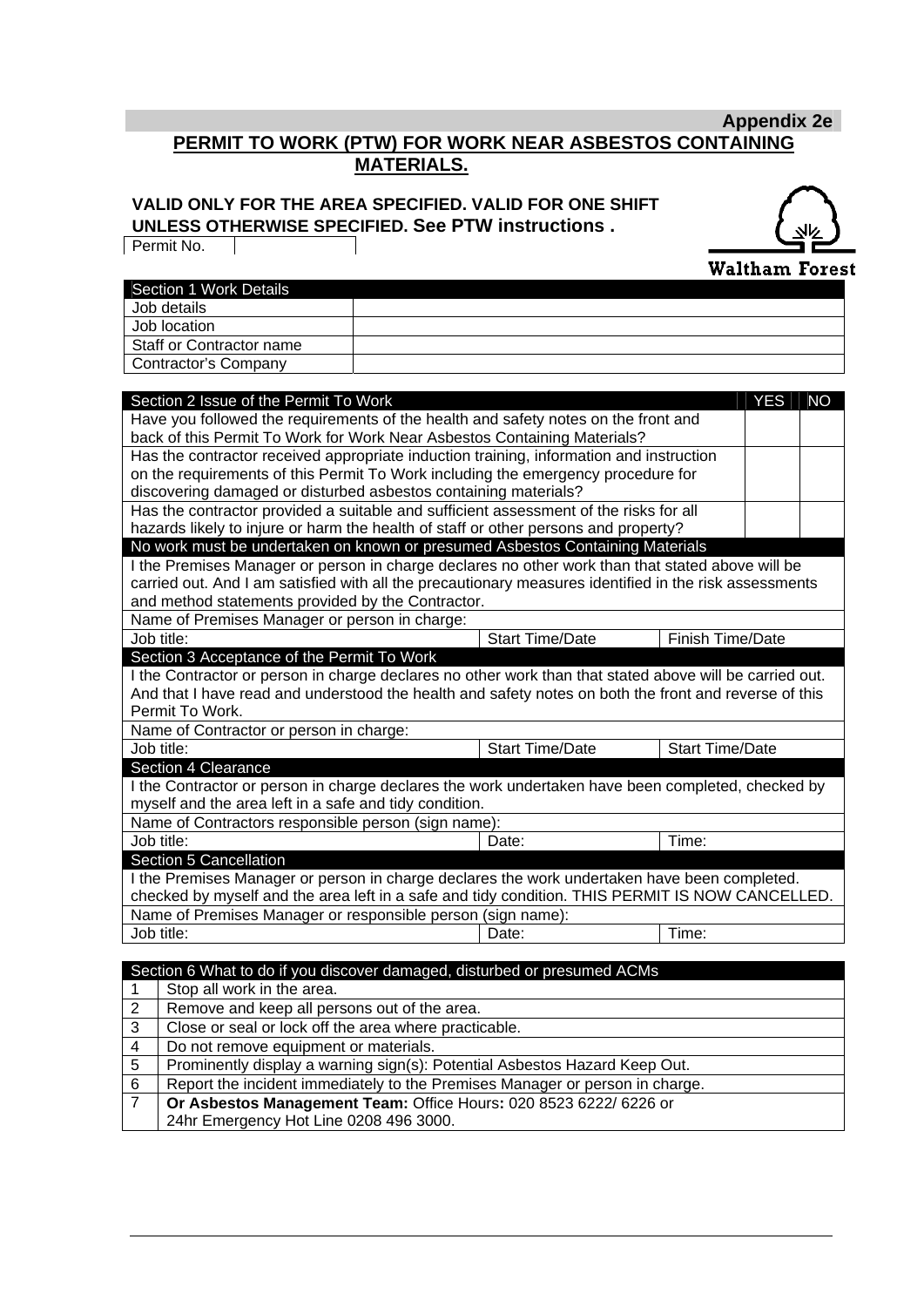**Appendix 2e**

# PERMIT TO WORK (PTW) FOR WORK NEAR ASBESTOS CONTAINING MATERIALS.

**VALID ONLY FOR THE AREA SPECIFIED. VALID FOR ONE SHIFT UNLESS OTHERWISE SPECIFIED. See PTW instructions .**

| Permit No. | |
|---|---|

Waltham Forest

| Section 1 Work Details | |
|---|---|
| Job details | |
| Job location | |
| Staff or Contractor name | |
| Contractor's Company | |

| Section 2 Issue of the Permit To Work | | | YES | NO |
|---|---|---|---|---|
| Have you followed the requirements of the health and safety notes on the front and back of this Permit To Work for Work Near Asbestos Containing Materials? | | | | |
| Has the contractor received appropriate induction training, information and instruction on the requirements of this Permit To Work including the emergency procedure for discovering damaged or disturbed asbestos containing materials? | | | | |
| Has the contractor provided a suitable and sufficient assessment of the risks for all hazards likely to injure or harm the health of staff or other persons and property? | | | | |
| No work must be undertaken on known or presumed Asbestos Containing Materials | | | | |
| I the Premises Manager or person in charge declares no other work than that stated above will be carried out. And I am satisfied with all the precautionary measures identified in the risk assessments and method statements provided by the Contractor. | | | | |
| Name of Premises Manager or person in charge: | | | | |
| Job title: | Start Time/Date | Finish Time/Date | | |
| Section 3 Acceptance of the Permit To Work | | | | |
| I the Contractor or person in charge declares no other work than that stated above will be carried out. And that I have read and understood the health and safety notes on both the front and reverse of this Permit To Work. | | | | |
| Name of Contractor or person in charge: | | | | |
| Job title: | Start Time/Date | Start Time/Date | | |
| Section 4 Clearance | | | | |
| I the Contractor or person in charge declares the work undertaken have been completed, checked by myself and the area left in a safe and tidy condition. | | | | |
| Name of Contractors responsible person (sign name): | | | | |
| Job title: | Date: | Time: | | |
| Section 5 Cancellation | | | | |
| I the Premises Manager or person in charge declares the work undertaken have been completed. checked by myself and the area left in a safe and tidy condition. THIS PERMIT IS NOW CANCELLED. | | | | |
| Name of Premises Manager or responsible person (sign name): | | | | |
| Job title: | Date: | Time: | | |

| Section 6 What to do if you discover damaged, disturbed or presumed ACMs | |
|---|---|
| 1 | Stop all work in the area. |
| 2 | Remove and keep all persons out of the area. |
| 3 | Close or seal or lock off the area where practicable. |
| 4 | Do not remove equipment or materials. |
| 5 | Prominently display a warning sign(s): Potential Asbestos Hazard Keep Out. |
| 6 | Report the incident immediately to the Premises Manager or person in charge. |
| 7 | **Or Asbestos Management Team:** Office Hours**:** 020 8523 6222/ 6226 or 24hr Emergency Hot Line 0208 496 3000. |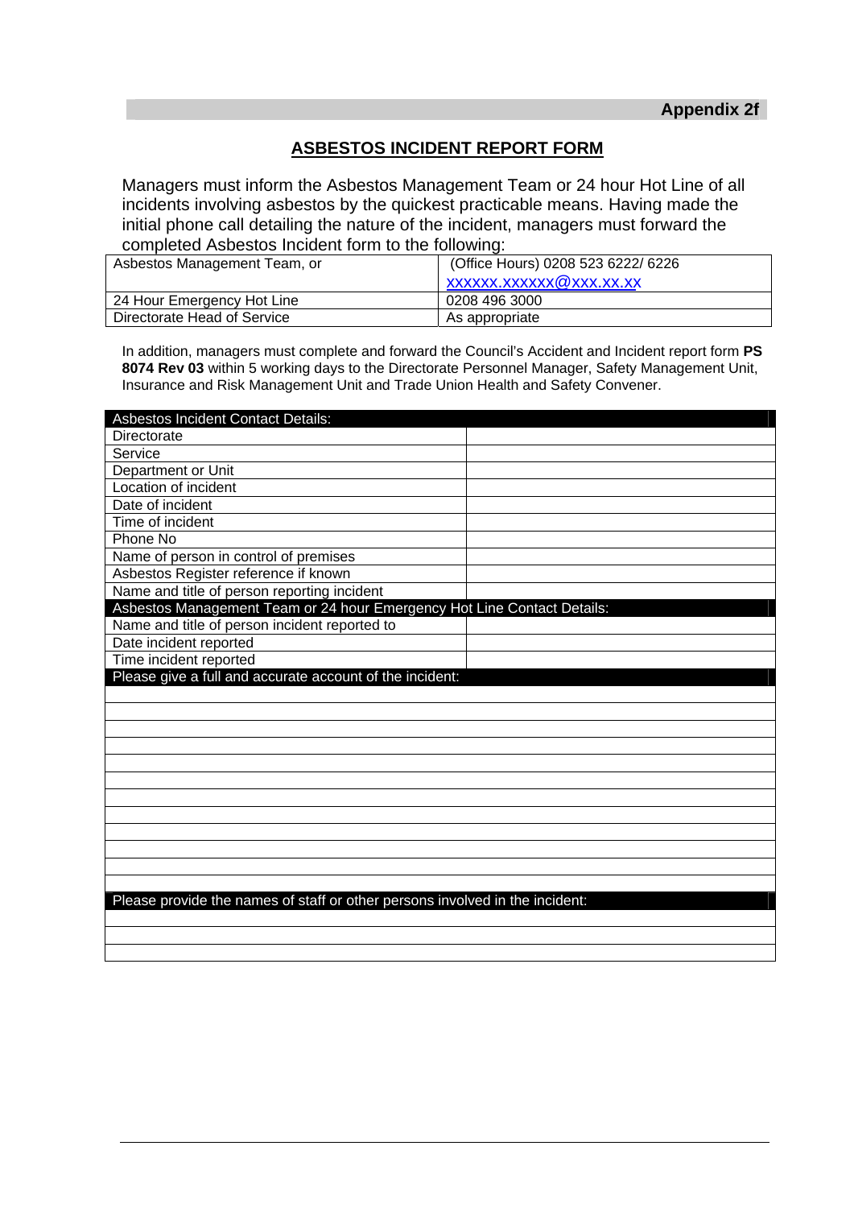**Appendix 2f**

## ASBESTOS INCIDENT REPORT FORM

Managers must inform the Asbestos Management Team or 24 hour Hot Line of all incidents involving asbestos by the quickest practicable means. Having made the initial phone call detailing the nature of the incident, managers must forward the completed Asbestos Incident form to the following:

| | |
|---|---|
| Asbestos Management Team, or | (Office Hours) 0208 523 6222/ 6226 xxxxxx.xxxxxx@xxx.xx.xx |
| 24 Hour Emergency Hot Line | 0208 496 3000 |
| Directorate Head of Service | As appropriate |

In addition, managers must complete and forward the Council's Accident and Incident report form **PS 8074 Rev 03** within 5 working days to the Directorate Personnel Manager, Safety Management Unit, Insurance and Risk Management Unit and Trade Union Health and Safety Convener.

| Asbestos Incident Contact Details: | |
|---|---|
| Directorate | |
| Service | |
| Department or Unit | |
| Location of incident | |
| Date of incident | |
| Time of incident | |
| Phone No | |
| Name of person in control of premises | |
| Asbestos Register reference if known | |
| Name and title of person reporting incident | |
| **Asbestos Management Team or 24 hour Emergency Hot Line Contact Details:** | |
| Name and title of person incident reported to | |
| Date incident reported | |
| Time incident reported | |

| Please give a full and accurate account of the incident: |
|---|
| |
| |
| |
| |
| |
| |
| |
| |
| |
| |
| |
| |

| Please provide the names of staff or other persons involved in the incident: |
|---|
| |
| |
| |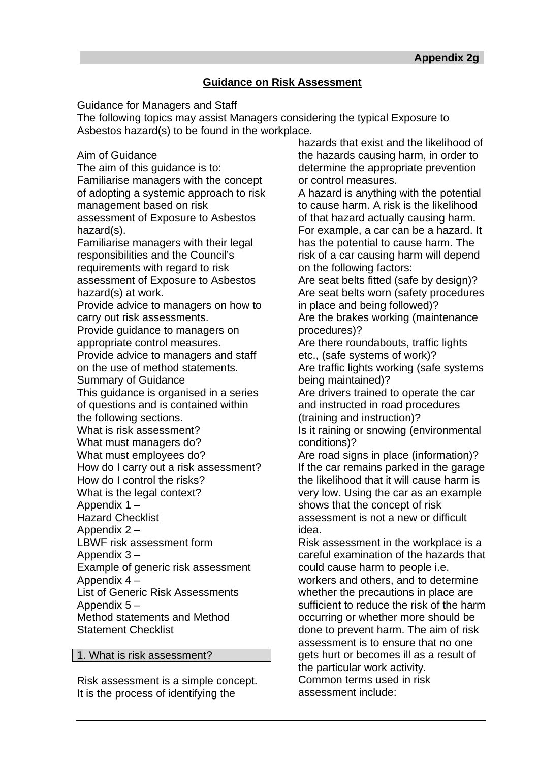**Appendix 2g**

## Guidance on Risk Assessment

Guidance for Managers and Staff
The following topics may assist Managers considering the typical Exposure to Asbestos hazard(s) to be found in the workplace.

Aim of Guidance
The aim of this guidance is to:
Familiarise managers with the concept of adopting a systemic approach to risk management based on risk assessment of Exposure to Asbestos hazard(s).
Familiarise managers with their legal responsibilities and the Council's requirements with regard to risk assessment of Exposure to Asbestos hazard(s) at work.
Provide advice to managers on how to carry out risk assessments.
Provide guidance to managers on appropriate control measures.
Provide advice to managers and staff on the use of method statements.
Summary of Guidance
This guidance is organised in a series of questions and is contained within the following sections.
What is risk assessment?
What must managers do?
What must employees do?
How do I carry out a risk assessment?
How do I control the risks?
What is the legal context?
Appendix 1 –
Hazard Checklist
Appendix 2 –
LBWF risk assessment form
Appendix 3 –
Example of generic risk assessment
Appendix 4 –
List of Generic Risk Assessments
Appendix 5 –
Method statements and Method Statement Checklist

### 1. What is risk assessment?

Risk assessment is a simple concept. It is the process of identifying the hazards that exist and the likelihood of the hazards causing harm, in order to determine the appropriate prevention or control measures.
A hazard is anything with the potential to cause harm. A risk is the likelihood of that hazard actually causing harm. For example, a car can be a hazard. It has the potential to cause harm. The risk of a car causing harm will depend on the following factors:
Are seat belts fitted (safe by design)?
Are seat belts worn (safety procedures in place and being followed)?
Are the brakes working (maintenance procedures)?
Are there roundabouts, traffic lights etc., (safe systems of work)?
Are traffic lights working (safe systems being maintained)?
Are drivers trained to operate the car and instructed in road procedures (training and instruction)?
Is it raining or snowing (environmental conditions)?
Are road signs in place (information)?
If the car remains parked in the garage the likelihood that it will cause harm is very low. Using the car as an example shows that the concept of risk assessment is not a new or difficult idea.
Risk assessment in the workplace is a careful examination of the hazards that could cause harm to people i.e. workers and others, and to determine whether the precautions in place are sufficient to reduce the risk of the harm occurring or whether more should be done to prevent harm. The aim of risk assessment is to ensure that no one gets hurt or becomes ill as a result of the particular work activity.
Common terms used in risk assessment include: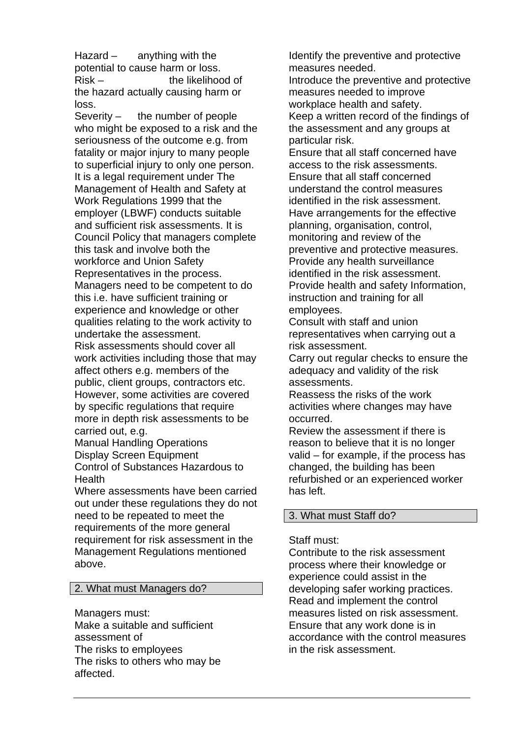Hazard – anything with the potential to cause harm or loss.

Risk – the likelihood of the hazard actually causing harm or loss.

Severity – the number of people who might be exposed to a risk and the seriousness of the outcome e.g. from fatality or major injury to many people to superficial injury to only one person.

It is a legal requirement under The Management of Health and Safety at Work Regulations 1999 that the employer (LBWF) conducts suitable and sufficient risk assessments. It is Council Policy that managers complete this task and involve both the workforce and Union Safety Representatives in the process.

Managers need to be competent to do this i.e. have sufficient training or experience and knowledge or other qualities relating to the work activity to undertake the assessment.

Risk assessments should cover all work activities including those that may affect others e.g. members of the public, client groups, contractors etc.

However, some activities are covered by specific regulations that require more in depth risk assessments to be carried out, e.g.

- Manual Handling Operations
- Display Screen Equipment
- Control of Substances Hazardous to Health

Where assessments have been carried out under these regulations they do not need to be repeated to meet the requirements of the more general requirement for risk assessment in the Management Regulations mentioned above.

## 2. What must Managers do?

Managers must:

- Make a suitable and sufficient assessment of
  - The risks to employees
  - The risks to others who may be affected.
- Identify the preventive and protective measures needed.
- Introduce the preventive and protective measures needed to improve workplace health and safety.
- Keep a written record of the findings of the assessment and any groups at particular risk.
- Ensure that all staff concerned have access to the risk assessments.
- Ensure that all staff concerned understand the control measures identified in the risk assessment.
- Have arrangements for the effective planning, organisation, control, monitoring and review of the preventive and protective measures.
- Provide any health surveillance identified in the risk assessment.
- Provide health and safety Information, instruction and training for all employees.
- Consult with staff and union representatives when carrying out a risk assessment.
- Carry out regular checks to ensure the adequacy and validity of the risk assessments.
- Reassess the risks of the work activities where changes may have occurred.
- Review the assessment if there is reason to believe that it is no longer valid – for example, if the process has changed, the building has been refurbished or an experienced worker has left.

## 3. What must Staff do?

Staff must:

- Contribute to the risk assessment process where their knowledge or experience could assist in the developing safer working practices.
- Read and implement the control measures listed on risk assessment.
- Ensure that any work done is in accordance with the control measures in the risk assessment.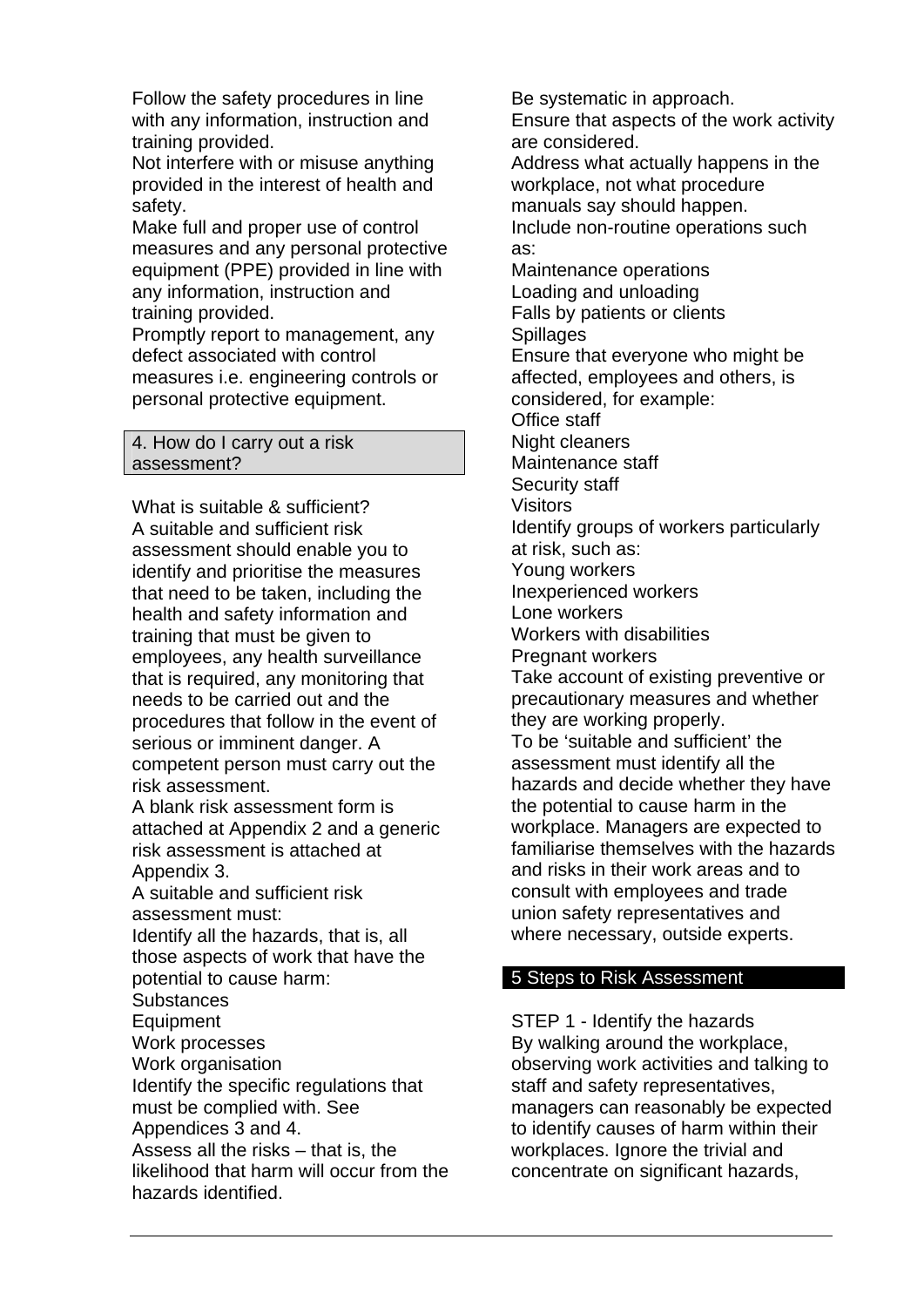Follow the safety procedures in line with any information, instruction and training provided.

Not interfere with or misuse anything provided in the interest of health and safety.

Make full and proper use of control measures and any personal protective equipment (PPE) provided in line with any information, instruction and training provided.

Promptly report to management, any defect associated with control measures i.e. engineering controls or personal protective equipment.

## 4. How do I carry out a risk assessment?

What is suitable & sufficient?

A suitable and sufficient risk assessment should enable you to identify and prioritise the measures that need to be taken, including the health and safety information and training that must be given to employees, any health surveillance that is required, any monitoring that needs to be carried out and the procedures that follow in the event of serious or imminent danger. A competent person must carry out the risk assessment.

A blank risk assessment form is attached at Appendix 2 and a generic risk assessment is attached at Appendix 3.

A suitable and sufficient risk assessment must:

Identify all the hazards, that is, all those aspects of work that have the potential to cause harm:

Substances

Equipment

Work processes

Work organisation

Identify the specific regulations that must be complied with. See Appendices 3 and 4.

Assess all the risks – that is, the likelihood that harm will occur from the hazards identified.

Be systematic in approach.

Ensure that aspects of the work activity are considered.

Address what actually happens in the workplace, not what procedure manuals say should happen.

Include non-routine operations such as:

Maintenance operations

Loading and unloading

Falls by patients or clients

Spillages

Ensure that everyone who might be affected, employees and others, is considered, for example:

Office staff

Night cleaners

Maintenance staff

Security staff

Visitors

Identify groups of workers particularly at risk, such as:

Young workers

Inexperienced workers

Lone workers

Workers with disabilities

Pregnant workers

Take account of existing preventive or precautionary measures and whether they are working properly.

To be 'suitable and sufficient' the assessment must identify all the hazards and decide whether they have the potential to cause harm in the workplace. Managers are expected to familiarise themselves with the hazards and risks in their work areas and to consult with employees and trade union safety representatives and where necessary, outside experts.

## 5 Steps to Risk Assessment

STEP 1 - Identify the hazards

By walking around the workplace, observing work activities and talking to staff and safety representatives, managers can reasonably be expected to identify causes of harm within their workplaces. Ignore the trivial and concentrate on significant hazards,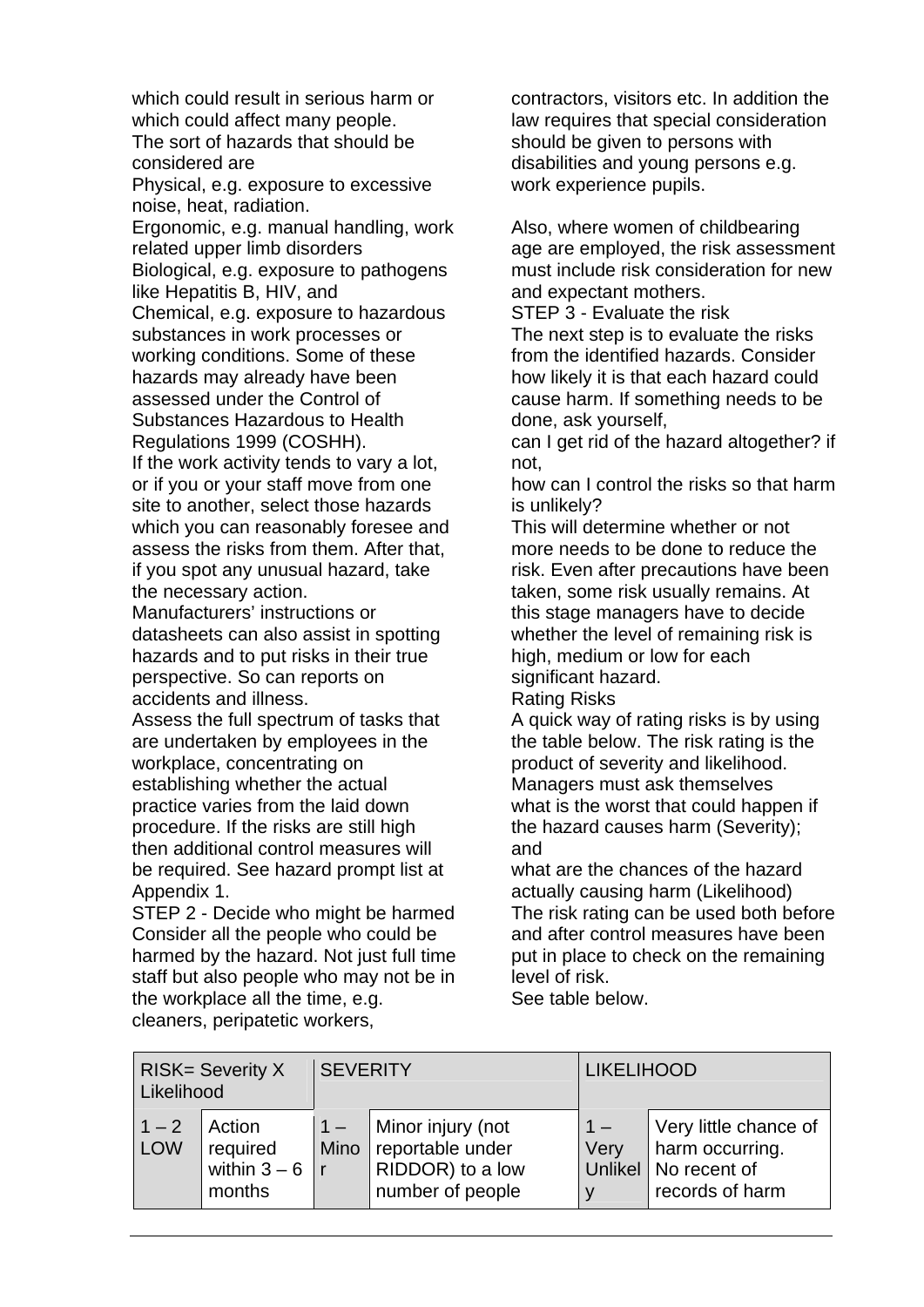which could result in serious harm or which could affect many people.

The sort of hazards that should be considered are

Physical, e.g. exposure to excessive noise, heat, radiation.

Ergonomic, e.g. manual handling, work related upper limb disorders

Biological, e.g. exposure to pathogens like Hepatitis B, HIV, and

Chemical, e.g. exposure to hazardous substances in work processes or working conditions. Some of these hazards may already have been assessed under the Control of Substances Hazardous to Health Regulations 1999 (COSHH).

If the work activity tends to vary a lot, or if you or your staff move from one site to another, select those hazards which you can reasonably foresee and assess the risks from them. After that, if you spot any unusual hazard, take the necessary action.

Manufacturers' instructions or datasheets can also assist in spotting hazards and to put risks in their true perspective. So can reports on accidents and illness.

Assess the full spectrum of tasks that are undertaken by employees in the workplace, concentrating on establishing whether the actual practice varies from the laid down procedure. If the risks are still high then additional control measures will be required. See hazard prompt list at Appendix 1.

STEP 2 - Decide who might be harmed

Consider all the people who could be harmed by the hazard. Not just full time staff but also people who may not be in the workplace all the time, e.g. cleaners, peripatetic workers, contractors, visitors etc. In addition the law requires that special consideration should be given to persons with disabilities and young persons e.g. work experience pupils.

Also, where women of childbearing age are employed, the risk assessment must include risk consideration for new and expectant mothers.

STEP 3 - Evaluate the risk

The next step is to evaluate the risks from the identified hazards. Consider how likely it is that each hazard could cause harm. If something needs to be done, ask yourself,

can I get rid of the hazard altogether? if not,

how can I control the risks so that harm is unlikely?

This will determine whether or not more needs to be done to reduce the risk. Even after precautions have been taken, some risk usually remains. At this stage managers have to decide whether the level of remaining risk is high, medium or low for each significant hazard.

Rating Risks

A quick way of rating risks is by using the table below. The risk rating is the product of severity and likelihood. Managers must ask themselves

what is the worst that could happen if the hazard causes harm (Severity); and

what are the chances of the hazard actually causing harm (Likelihood)

The risk rating can be used both before and after control measures have been put in place to check on the remaining level of risk.

See table below.

| RISK= Severity X Likelihood | | SEVERITY | | LIKELIHOOD | |
|---|---|---|---|---|---|
| 1 – 2 LOW | Action required within 3 – 6 months | 1 – Minor | Minor injury (not reportable under RIDDOR) to a low number of people | 1 – Very Unlikely | Very little chance of harm occurring. No recent of records of harm |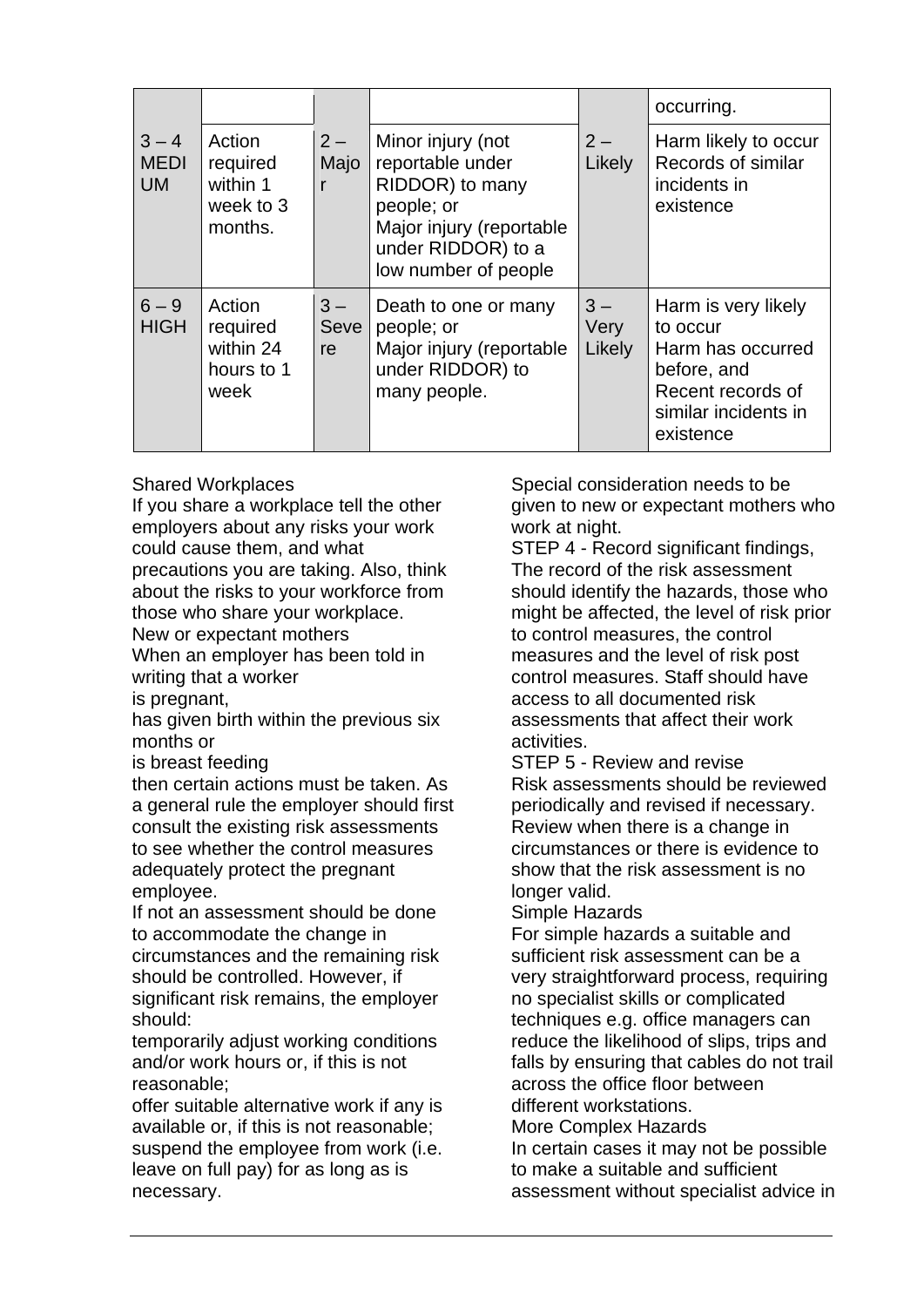| | | | | | |
|---|---|---|---|---|---|
| | | | | | occurring. |
| 3 – 4 MEDIUM | Action required within 1 week to 3 months. | 2 – Major | Minor injury (not reportable under RIDDOR) to many people; or Major injury (reportable under RIDDOR) to a low number of people | 2 – Likely | Harm likely to occur Records of similar incidents in existence |
| 6 – 9 HIGH | Action required within 24 hours to 1 week | 3 – Severe | Death to one or many people; or Major injury (reportable under RIDDOR) to many people. | 3 – Very Likely | Harm is very likely to occur Harm has occurred before, and Recent records of similar incidents in existence |

Shared Workplaces

If you share a workplace tell the other employers about any risks your work could cause them, and what precautions you are taking. Also, think about the risks to your workforce from those who share your workplace.

New or expectant mothers

When an employer has been told in writing that a worker

is pregnant,

has given birth within the previous six months or

is breast feeding

then certain actions must be taken. As a general rule the employer should first consult the existing risk assessments to see whether the control measures adequately protect the pregnant employee.

If not an assessment should be done to accommodate the change in circumstances and the remaining risk should be controlled. However, if significant risk remains, the employer should:

temporarily adjust working conditions and/or work hours or, if this is not reasonable;

offer suitable alternative work if any is available or, if this is not reasonable;

suspend the employee from work (i.e. leave on full pay) for as long as is necessary.

Special consideration needs to be given to new or expectant mothers who work at night.

STEP 4 - Record significant findings,

The record of the risk assessment should identify the hazards, those who might be affected, the level of risk prior to control measures, the control measures and the level of risk post control measures. Staff should have access to all documented risk assessments that affect their work activities.

STEP 5 - Review and revise

Risk assessments should be reviewed periodically and revised if necessary. Review when there is a change in circumstances or there is evidence to show that the risk assessment is no longer valid.

Simple Hazards

For simple hazards a suitable and sufficient risk assessment can be a very straightforward process, requiring no specialist skills or complicated techniques e.g. office managers can reduce the likelihood of slips, trips and falls by ensuring that cables do not trail across the office floor between different workstations.

More Complex Hazards

In certain cases it may not be possible to make a suitable and sufficient assessment without specialist advice in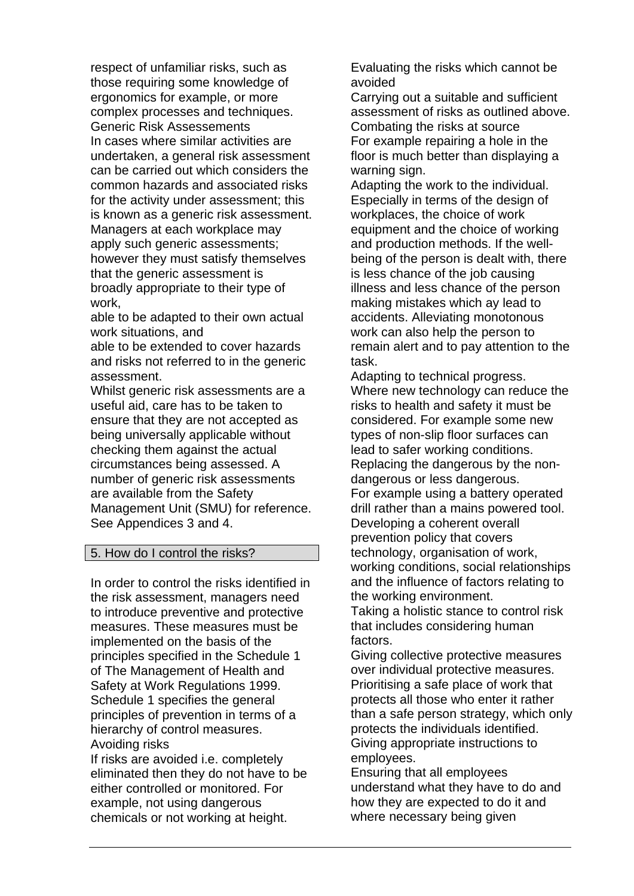respect of unfamiliar risks, such as those requiring some knowledge of ergonomics for example, or more complex processes and techniques.

Generic Risk Assessements

In cases where similar activities are undertaken, a general risk assessment can be carried out which considers the common hazards and associated risks for the activity under assessment; this is known as a generic risk assessment. Managers at each workplace may apply such generic assessments; however they must satisfy themselves that the generic assessment is

broadly appropriate to their type of work,

able to be adapted to their own actual work situations, and

able to be extended to cover hazards and risks not referred to in the generic assessment.

Whilst generic risk assessments are a useful aid, care has to be taken to ensure that they are not accepted as being universally applicable without checking them against the actual circumstances being assessed. A number of generic risk assessments are available from the Safety Management Unit (SMU) for reference. See Appendices 3 and 4.

## 5. How do I control the risks?

In order to control the risks identified in the risk assessment, managers need to introduce preventive and protective measures. These measures must be implemented on the basis of the principles specified in the Schedule 1 of The Management of Health and Safety at Work Regulations 1999. Schedule 1 specifies the general principles of prevention in terms of a hierarchy of control measures.

Avoiding risks

If risks are avoided i.e. completely eliminated then they do not have to be either controlled or monitored. For example, not using dangerous chemicals or not working at height.

Evaluating the risks which cannot be avoided

Carrying out a suitable and sufficient assessment of risks as outlined above.

Combating the risks at source

For example repairing a hole in the floor is much better than displaying a warning sign.

Adapting the work to the individual.

Especially in terms of the design of workplaces, the choice of work equipment and the choice of working and production methods. If the well-being of the person is dealt with, there is less chance of the job causing illness and less chance of the person making mistakes which ay lead to accidents. Alleviating monotonous work can also help the person to remain alert and to pay attention to the task.

Adapting to technical progress.

Where new technology can reduce the risks to health and safety it must be considered. For example some new types of non-slip floor surfaces can lead to safer working conditions.

Replacing the dangerous by the non-dangerous or less dangerous.

For example using a battery operated drill rather than a mains powered tool.

Developing a coherent overall prevention policy that covers technology, organisation of work, working conditions, social relationships and the influence of factors relating to the working environment.

Taking a holistic stance to control risk that includes considering human factors.

Giving collective protective measures over individual protective measures.

Prioritising a safe place of work that protects all those who enter it rather than a safe person strategy, which only protects the individuals identified.

Giving appropriate instructions to employees.

Ensuring that all employees understand what they have to do and how they are expected to do it and where necessary being given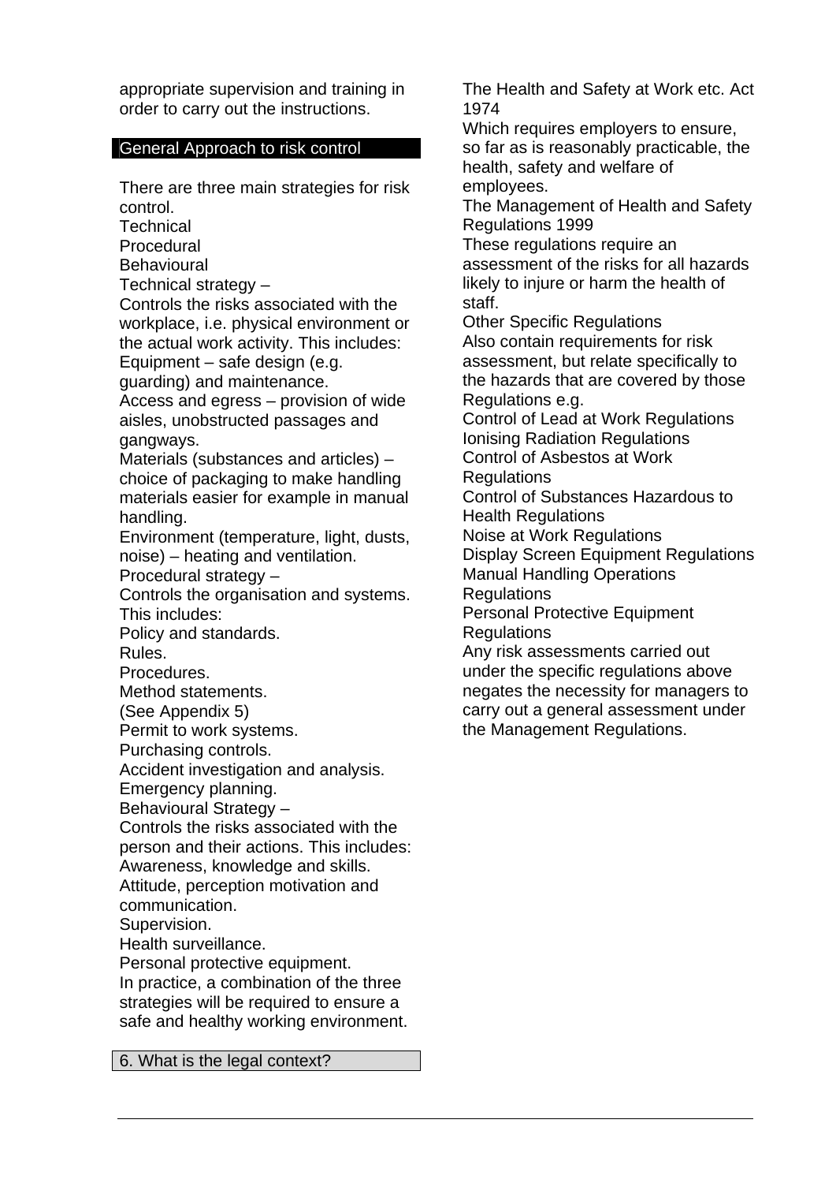appropriate supervision and training in order to carry out the instructions.

## General Approach to risk control

There are three main strategies for risk control.

Technical
Procedural
Behavioural

Technical strategy –
Controls the risks associated with the workplace, i.e. physical environment or the actual work activity. This includes:

Equipment – safe design (e.g. guarding) and maintenance.
Access and egress – provision of wide aisles, unobstructed passages and gangways.
Materials (substances and articles) – choice of packaging to make handling materials easier for example in manual handling.
Environment (temperature, light, dusts, noise) – heating and ventilation.

Procedural strategy –
Controls the organisation and systems. This includes:

Policy and standards.
Rules.
Procedures.
Method statements.
(See Appendix 5)
Permit to work systems.
Purchasing controls.
Accident investigation and analysis.
Emergency planning.

Behavioural Strategy –
Controls the risks associated with the person and their actions. This includes:

Awareness, knowledge and skills.
Attitude, perception motivation and communication.
Supervision.
Health surveillance.
Personal protective equipment.

In practice, a combination of the three strategies will be required to ensure a safe and healthy working environment.

## 6. What is the legal context?

The Health and Safety at Work etc. Act 1974
Which requires employers to ensure, so far as is reasonably practicable, the health, safety and welfare of employees.

The Management of Health and Safety Regulations 1999
These regulations require an assessment of the risks for all hazards likely to injure or harm the health of staff.

Other Specific Regulations
Also contain requirements for risk assessment, but relate specifically to the hazards that are covered by those Regulations e.g.

Control of Lead at Work Regulations
Ionising Radiation Regulations
Control of Asbestos at Work Regulations
Control of Substances Hazardous to Health Regulations
Noise at Work Regulations
Display Screen Equipment Regulations
Manual Handling Operations Regulations
Personal Protective Equipment Regulations

Any risk assessments carried out under the specific regulations above negates the necessity for managers to carry out a general assessment under the Management Regulations.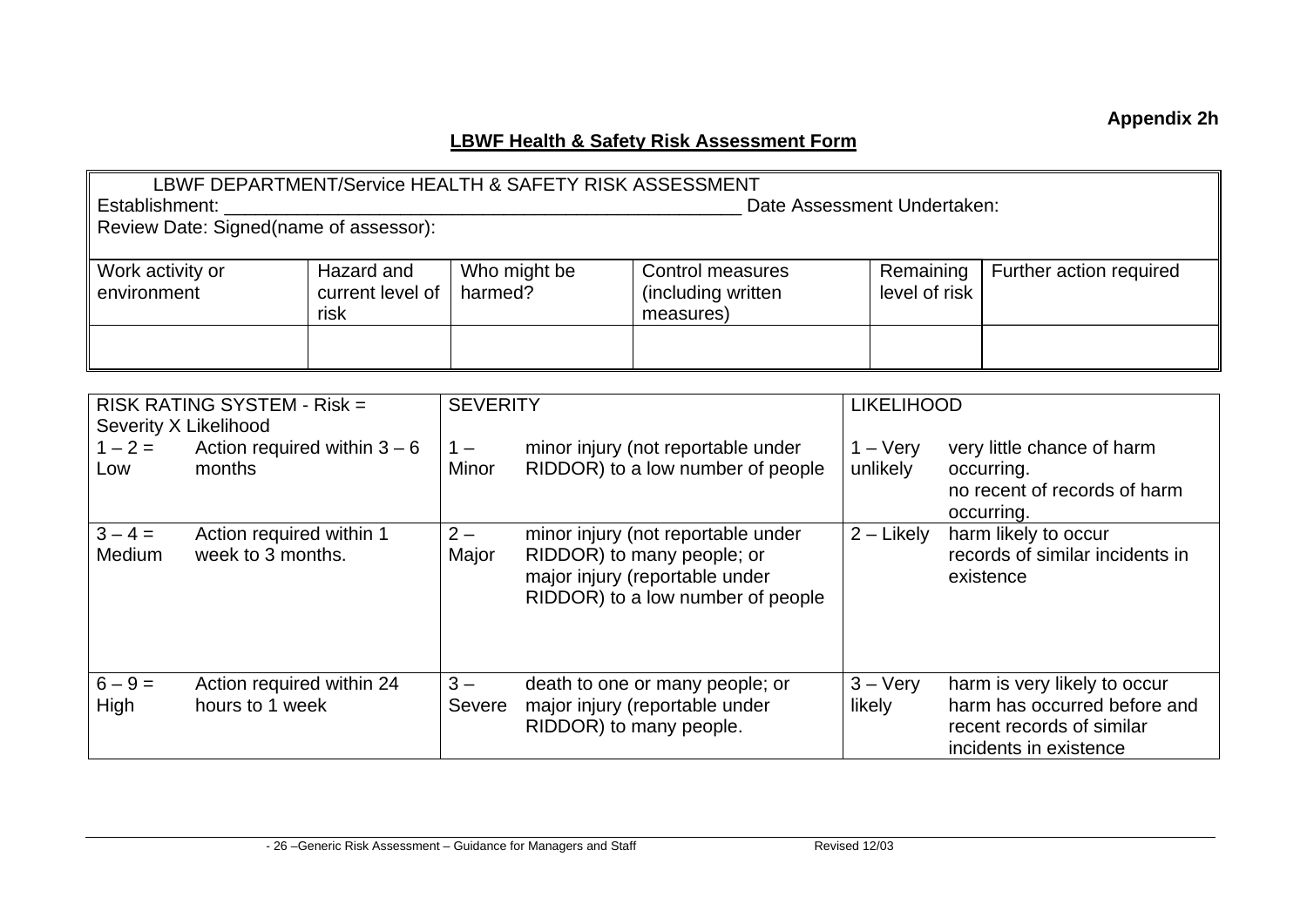**Appendix 2h**

## LBWF Health & Safety Risk Assessment Form

LBWF DEPARTMENT/Service HEALTH & SAFETY RISK ASSESSMENT

Establishment: ____________________________________________________ Date Assessment Undertaken:

Review Date: Signed(name of assessor):

| Work activity or environment | Hazard and current level of risk | Who might be harmed? | Control measures (including written measures) | Remaining level of risk | Further action required |
|---|---|---|---|---|---|
| | | | | | |

| RISK RATING SYSTEM - Risk = Severity X Likelihood | | SEVERITY | | LIKELIHOOD | |
|---|---|---|---|---|---|
| 1 – 2 = Low | Action required within 3 – 6 months | 1 – Minor | minor injury (not reportable under RIDDOR) to a low number of people | 1 – Very unlikely | very little chance of harm occurring. no recent of records of harm occurring. |
| 3 – 4 = Medium | Action required within 1 week to 3 months. | 2 – Major | minor injury (not reportable under RIDDOR) to many people; or major injury (reportable under RIDDOR) to a low number of people | 2 – Likely | harm likely to occur records of similar incidents in existence |
| 6 – 9 = High | Action required within 24 hours to 1 week | 3 – Severe | death to one or many people; or major injury (reportable under RIDDOR) to many people. | 3 – Very likely | harm is very likely to occur harm has occurred before and recent records of similar incidents in existence |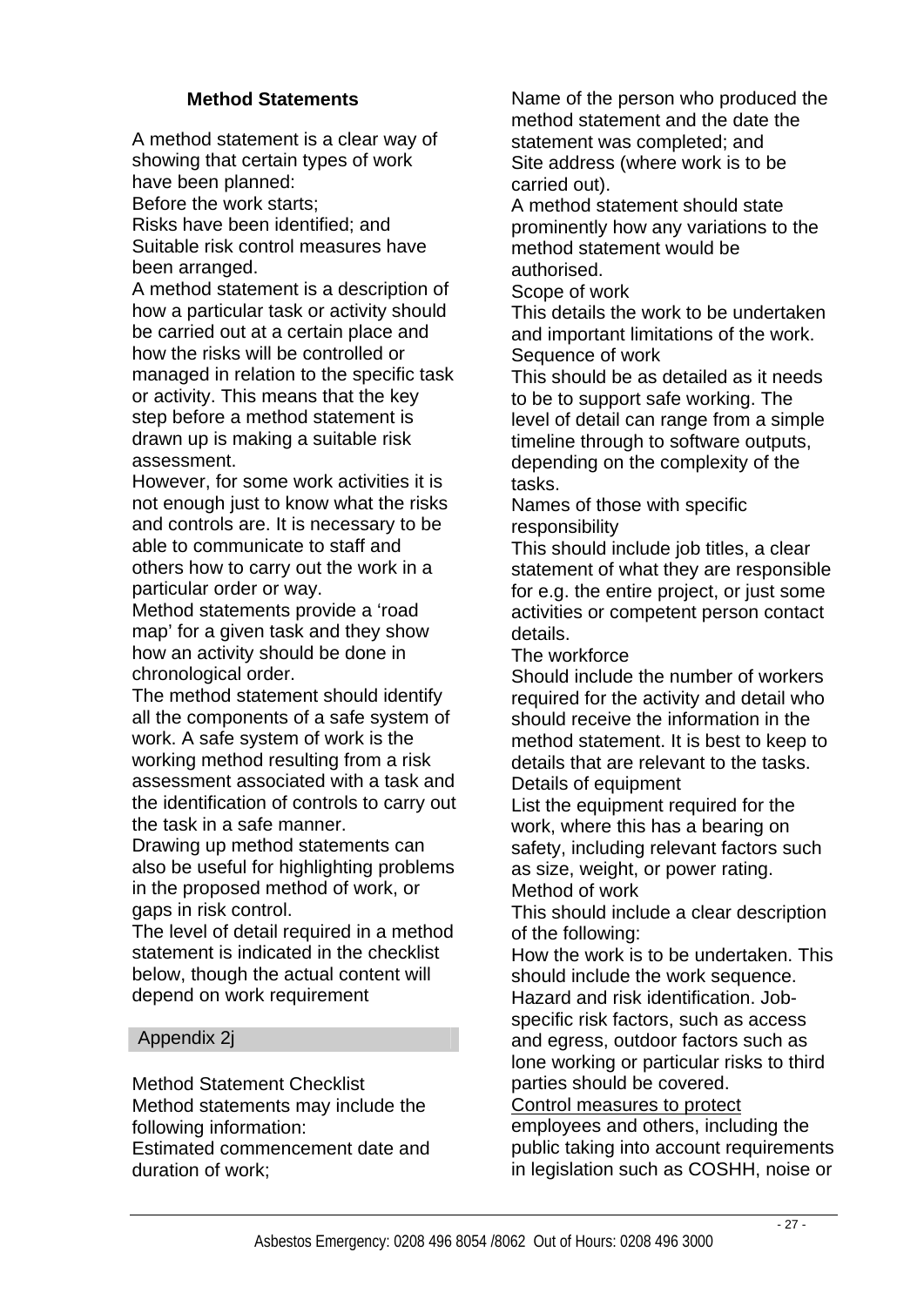## Method Statements

A method statement is a clear way of showing that certain types of work have been planned:

Before the work starts;

Risks have been identified; and

Suitable risk control measures have been arranged.

A method statement is a description of how a particular task or activity should be carried out at a certain place and how the risks will be controlled or managed in relation to the specific task or activity. This means that the key step before a method statement is drawn up is making a suitable risk assessment.

However, for some work activities it is not enough just to know what the risks and controls are. It is necessary to be able to communicate to staff and others how to carry out the work in a particular order or way.

Method statements provide a 'road map' for a given task and they show how an activity should be done in chronological order.

The method statement should identify all the components of a safe system of work. A safe system of work is the working method resulting from a risk assessment associated with a task and the identification of controls to carry out the task in a safe manner.

Drawing up method statements can also be useful for highlighting problems in the proposed method of work, or gaps in risk control.

The level of detail required in a method statement is indicated in the checklist below, though the actual content will depend on work requirement

### Appendix 2j

Method Statement Checklist

Method statements may include the following information:

Estimated commencement date and duration of work;

Name of the person who produced the method statement and the date the statement was completed; and

Site address (where work is to be carried out).

A method statement should state prominently how any variations to the method statement would be authorised.

Scope of work

This details the work to be undertaken and important limitations of the work.

Sequence of work

This should be as detailed as it needs to be to support safe working. The level of detail can range from a simple timeline through to software outputs, depending on the complexity of the tasks.

Names of those with specific responsibility

This should include job titles, a clear statement of what they are responsible for e.g. the entire project, or just some activities or competent person contact details.

The workforce

Should include the number of workers required for the activity and detail who should receive the information in the method statement. It is best to keep to details that are relevant to the tasks.

Details of equipment

List the equipment required for the work, where this has a bearing on safety, including relevant factors such as size, weight, or power rating.

Method of work

This should include a clear description of the following:

How the work is to be undertaken. This should include the work sequence.

Hazard and risk identification. Job-specific risk factors, such as access and egress, outdoor factors such as lone working or particular risks to third parties should be covered.

<u>Control measures to protect</u> employees and others, including the public taking into account requirements in legislation such as COSHH, noise or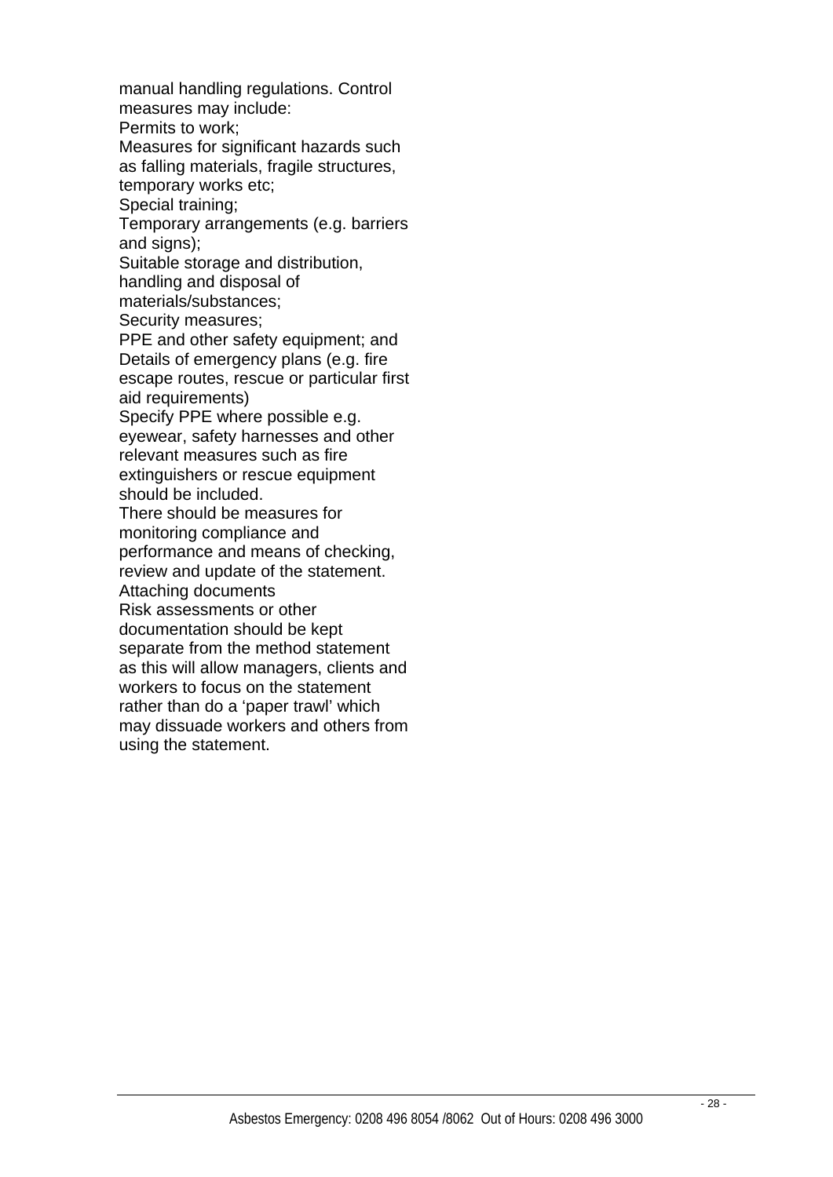manual handling regulations. Control measures may include:

Permits to work;

Measures for significant hazards such as falling materials, fragile structures, temporary works etc;

Special training;

Temporary arrangements (e.g. barriers and signs);

Suitable storage and distribution, handling and disposal of materials/substances;

Security measures;

PPE and other safety equipment; and

Details of emergency plans (e.g. fire escape routes, rescue or particular first aid requirements)

Specify PPE where possible e.g. eyewear, safety harnesses and other relevant measures such as fire extinguishers or rescue equipment should be included.

There should be measures for monitoring compliance and performance and means of checking, review and update of the statement.

Attaching documents

Risk assessments or other documentation should be kept separate from the method statement as this will allow managers, clients and workers to focus on the statement rather than do a 'paper trawl' which may dissuade workers and others from using the statement.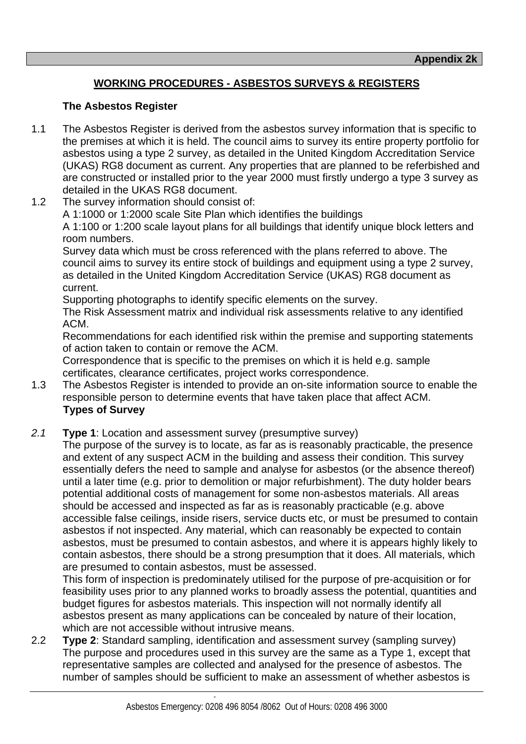**Appendix 2k**

## WORKING PROCEDURES - ASBESTOS SURVEYS & REGISTERS

### The Asbestos Register

1.1 The Asbestos Register is derived from the asbestos survey information that is specific to the premises at which it is held. The council aims to survey its entire property portfolio for asbestos using a type 2 survey, as detailed in the United Kingdom Accreditation Service (UKAS) RG8 document as current. Any properties that are planned to be referbished and are constructed or installed prior to the year 2000 must firstly undergo a type 3 survey as detailed in the UKAS RG8 document.

1.2 The survey information should consist of:
A 1:1000 or 1:2000 scale Site Plan which identifies the buildings
A 1:100 or 1:200 scale layout plans for all buildings that identify unique block letters and room numbers.
Survey data which must be cross referenced with the plans referred to above. The council aims to survey its entire stock of buildings and equipment using a type 2 survey, as detailed in the United Kingdom Accreditation Service (UKAS) RG8 document as current.
Supporting photographs to identify specific elements on the survey.
The Risk Assessment matrix and individual risk assessments relative to any identified ACM.
Recommendations for each identified risk within the premise and supporting statements of action taken to contain or remove the ACM.
Correspondence that is specific to the premises on which it is held e.g. sample certificates, clearance certificates, project works correspondence.

1.3 The Asbestos Register is intended to provide an on-site information source to enable the responsible person to determine events that have taken place that affect ACM.

### Types of Survey

*2.1* **Type 1**: Location and assessment survey (presumptive survey)
The purpose of the survey is to locate, as far as is reasonably practicable, the presence and extent of any suspect ACM in the building and assess their condition. This survey essentially defers the need to sample and analyse for asbestos (or the absence thereof) until a later time (e.g. prior to demolition or major refurbishment). The duty holder bears potential additional costs of management for some non-asbestos materials. All areas should be accessed and inspected as far as is reasonably practicable (e.g. above accessible false ceilings, inside risers, service ducts etc, or must be presumed to contain asbestos if not inspected. Any material, which can reasonably be expected to contain asbestos, must be presumed to contain asbestos, and where it is appears highly likely to contain asbestos, there should be a strong presumption that it does. All materials, which are presumed to contain asbestos, must be assessed.
This form of inspection is predominately utilised for the purpose of pre-acquisition or for feasibility uses prior to any planned works to broadly assess the potential, quantities and budget figures for asbestos materials. This inspection will not normally identify all asbestos present as many applications can be concealed by nature of their location, which are not accessible without intrusive means.

2.2 **Type 2**: Standard sampling, identification and assessment survey (sampling survey)
The purpose and procedures used in this survey are the same as a Type 1, except that representative samples are collected and analysed for the presence of asbestos. The number of samples should be sufficient to make an assessment of whether asbestos is

Asbestos Emergency: 0208 496 8054 /8062 Out of Hours: 0208 496 3000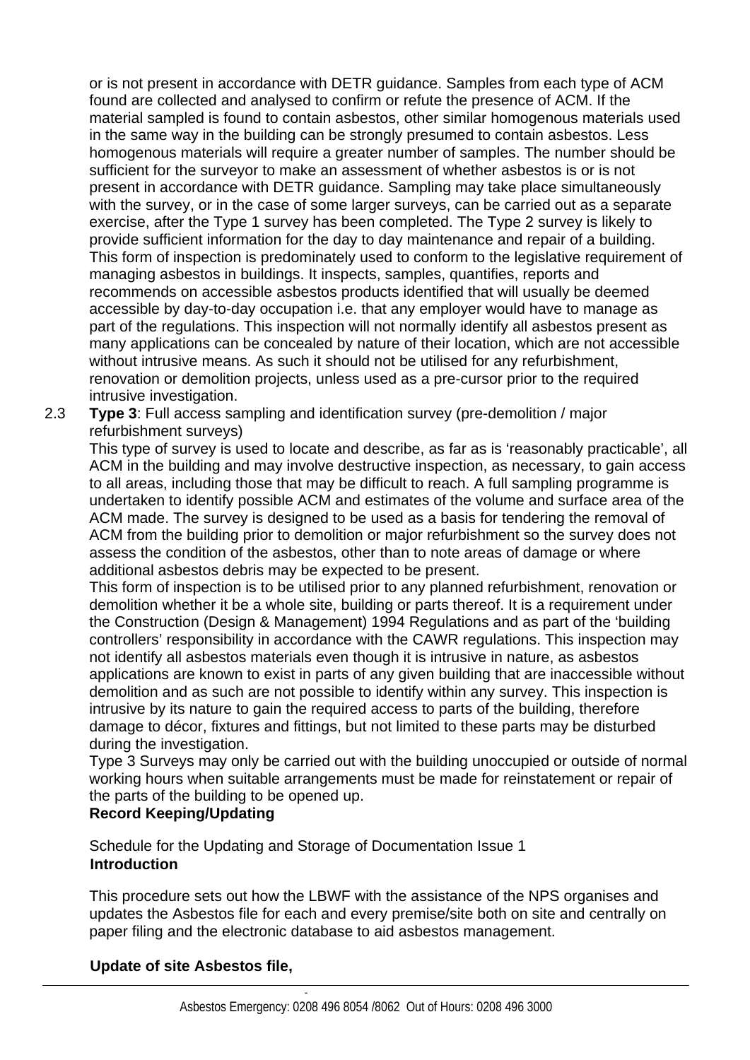or is not present in accordance with DETR guidance. Samples from each type of ACM found are collected and analysed to confirm or refute the presence of ACM. If the material sampled is found to contain asbestos, other similar homogenous materials used in the same way in the building can be strongly presumed to contain asbestos. Less homogenous materials will require a greater number of samples. The number should be sufficient for the surveyor to make an assessment of whether asbestos is or is not present in accordance with DETR guidance. Sampling may take place simultaneously with the survey, or in the case of some larger surveys, can be carried out as a separate exercise, after the Type 1 survey has been completed. The Type 2 survey is likely to provide sufficient information for the day to day maintenance and repair of a building. This form of inspection is predominately used to conform to the legislative requirement of managing asbestos in buildings. It inspects, samples, quantifies, reports and recommends on accessible asbestos products identified that will usually be deemed accessible by day-to-day occupation i.e. that any employer would have to manage as part of the regulations. This inspection will not normally identify all asbestos present as many applications can be concealed by nature of their location, which are not accessible without intrusive means. As such it should not be utilised for any refurbishment, renovation or demolition projects, unless used as a pre-cursor prior to the required intrusive investigation.

2.3 **Type 3**: Full access sampling and identification survey (pre-demolition / major refurbishment surveys)

This type of survey is used to locate and describe, as far as is 'reasonably practicable', all ACM in the building and may involve destructive inspection, as necessary, to gain access to all areas, including those that may be difficult to reach. A full sampling programme is undertaken to identify possible ACM and estimates of the volume and surface area of the ACM made. The survey is designed to be used as a basis for tendering the removal of ACM from the building prior to demolition or major refurbishment so the survey does not assess the condition of the asbestos, other than to note areas of damage or where additional asbestos debris may be expected to be present.

This form of inspection is to be utilised prior to any planned refurbishment, renovation or demolition whether it be a whole site, building or parts thereof. It is a requirement under the Construction (Design & Management) 1994 Regulations and as part of the 'building controllers' responsibility in accordance with the CAWR regulations. This inspection may not identify all asbestos materials even though it is intrusive in nature, as asbestos applications are known to exist in parts of any given building that are inaccessible without demolition and as such are not possible to identify within any survey. This inspection is intrusive by its nature to gain the required access to parts of the building, therefore damage to décor, fixtures and fittings, but not limited to these parts may be disturbed during the investigation.

Type 3 Surveys may only be carried out with the building unoccupied or outside of normal working hours when suitable arrangements must be made for reinstatement or repair of the parts of the building to be opened up.

**Record Keeping/Updating**

Schedule for the Updating and Storage of Documentation Issue 1

**Introduction**

This procedure sets out how the LBWF with the assistance of the NPS organises and updates the Asbestos file for each and every premise/site both on site and centrally on paper filing and the electronic database to aid asbestos management.

**Update of site Asbestos file,**

Asbestos Emergency: 0208 496 8054 /8062 Out of Hours: 0208 496 3000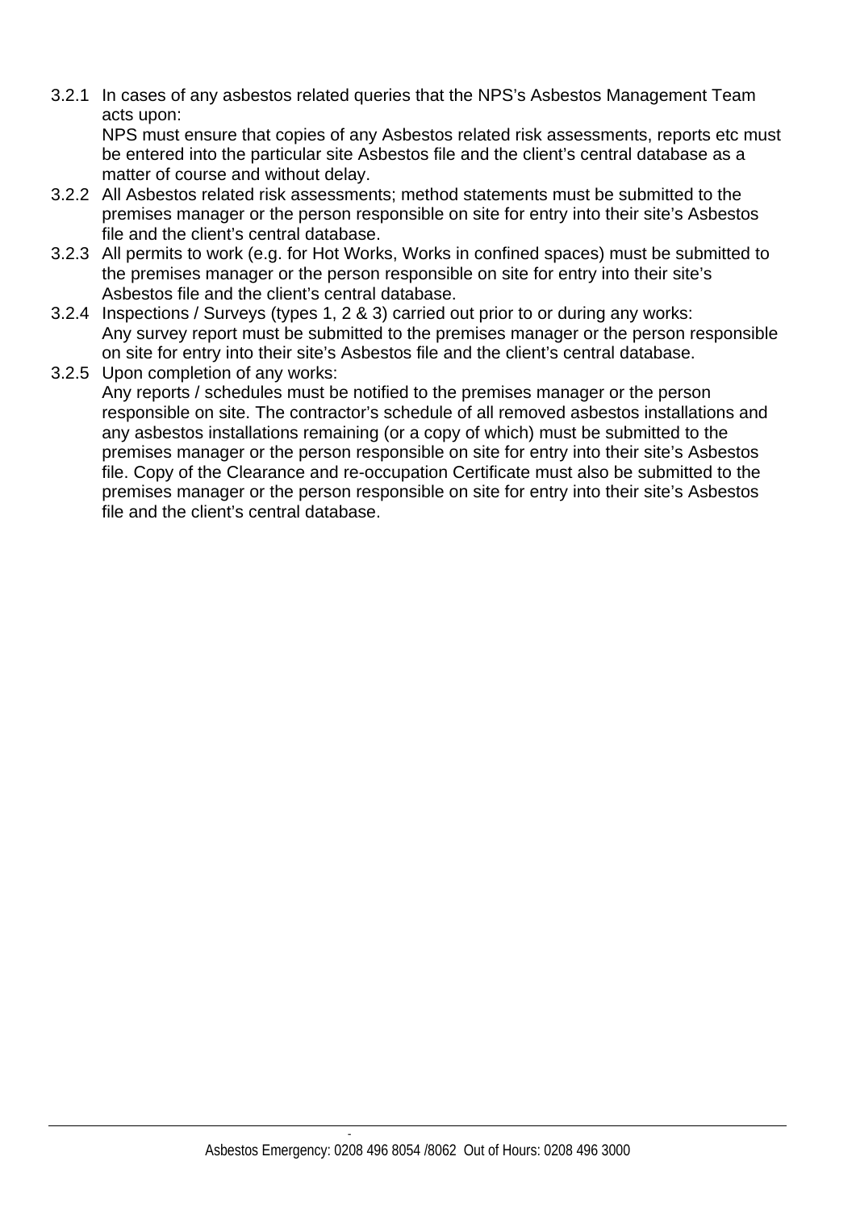3.2.1 In cases of any asbestos related queries that the NPS's Asbestos Management Team acts upon:
NPS must ensure that copies of any Asbestos related risk assessments, reports etc must be entered into the particular site Asbestos file and the client's central database as a matter of course and without delay.

3.2.2 All Asbestos related risk assessments; method statements must be submitted to the premises manager or the person responsible on site for entry into their site's Asbestos file and the client's central database.

3.2.3 All permits to work (e.g. for Hot Works, Works in confined spaces) must be submitted to the premises manager or the person responsible on site for entry into their site's Asbestos file and the client's central database.

3.2.4 Inspections / Surveys (types 1, 2 & 3) carried out prior to or during any works:
Any survey report must be submitted to the premises manager or the person responsible on site for entry into their site's Asbestos file and the client's central database.

3.2.5 Upon completion of any works:
Any reports / schedules must be notified to the premises manager or the person responsible on site. The contractor's schedule of all removed asbestos installations and any asbestos installations remaining (or a copy of which) must be submitted to the premises manager or the person responsible on site for entry into their site's Asbestos file. Copy of the Clearance and re-occupation Certificate must also be submitted to the premises manager or the person responsible on site for entry into their site's Asbestos file and the client's central database.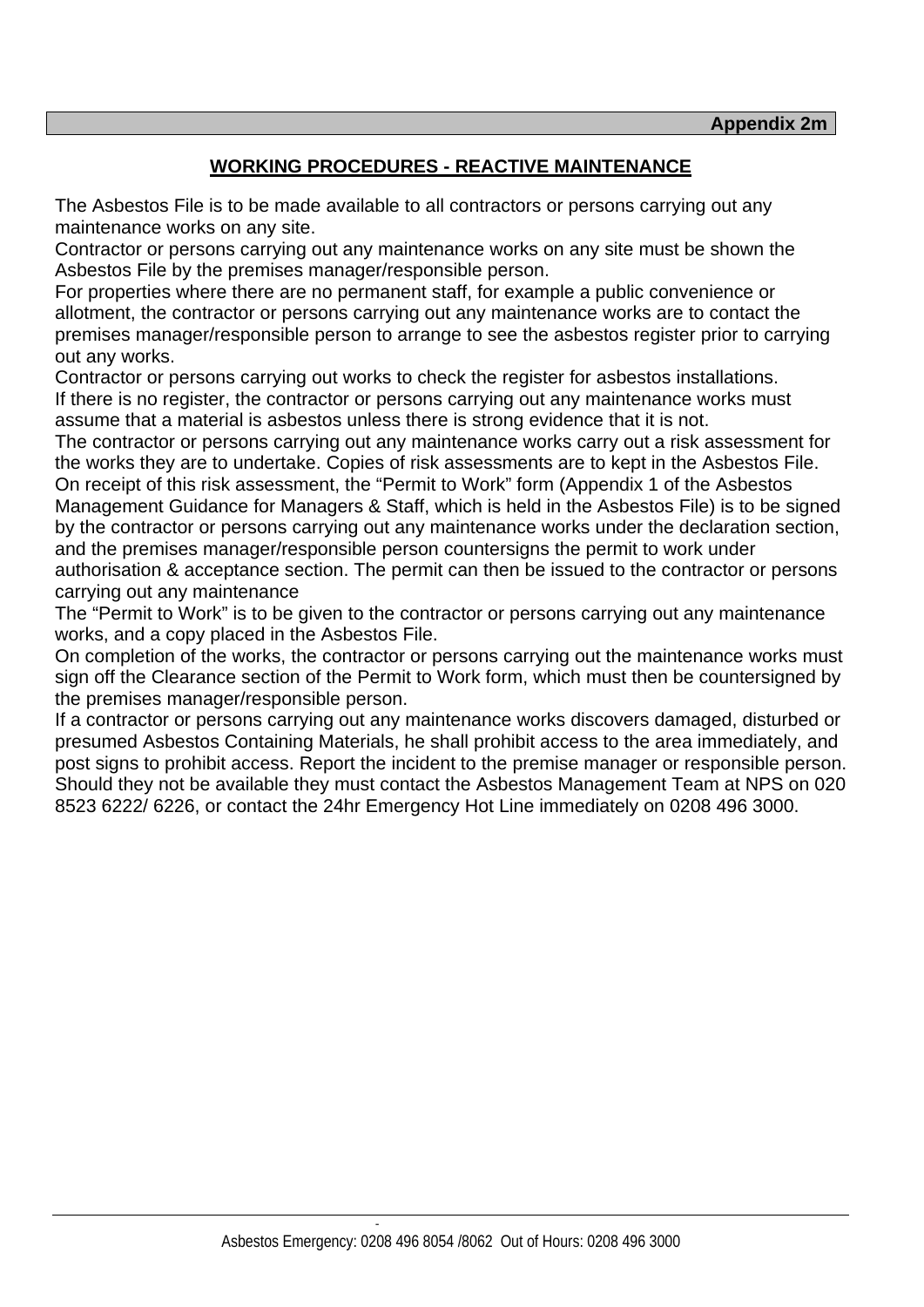**Appendix 2m**

## WORKING PROCEDURES - REACTIVE MAINTENANCE

The Asbestos File is to be made available to all contractors or persons carrying out any maintenance works on any site.

Contractor or persons carrying out any maintenance works on any site must be shown the Asbestos File by the premises manager/responsible person.

For properties where there are no permanent staff, for example a public convenience or allotment, the contractor or persons carrying out any maintenance works are to contact the premises manager/responsible person to arrange to see the asbestos register prior to carrying out any works.

Contractor or persons carrying out works to check the register for asbestos installations.

If there is no register, the contractor or persons carrying out any maintenance works must assume that a material is asbestos unless there is strong evidence that it is not.

The contractor or persons carrying out any maintenance works carry out a risk assessment for the works they are to undertake. Copies of risk assessments are to kept in the Asbestos File.

On receipt of this risk assessment, the "Permit to Work" form (Appendix 1 of the Asbestos Management Guidance for Managers & Staff, which is held in the Asbestos File) is to be signed by the contractor or persons carrying out any maintenance works under the declaration section, and the premises manager/responsible person countersigns the permit to work under authorisation & acceptance section. The permit can then be issued to the contractor or persons carrying out any maintenance

The "Permit to Work" is to be given to the contractor or persons carrying out any maintenance works, and a copy placed in the Asbestos File.

On completion of the works, the contractor or persons carrying out the maintenance works must sign off the Clearance section of the Permit to Work form, which must then be countersigned by the premises manager/responsible person.

If a contractor or persons carrying out any maintenance works discovers damaged, disturbed or presumed Asbestos Containing Materials, he shall prohibit access to the area immediately, and post signs to prohibit access. Report the incident to the premise manager or responsible person. Should they not be available they must contact the Asbestos Management Team at NPS on 020 8523 6222/ 6226, or contact the 24hr Emergency Hot Line immediately on 0208 496 3000.

Asbestos Emergency: 0208 496 8054 /8062 Out of Hours: 0208 496 3000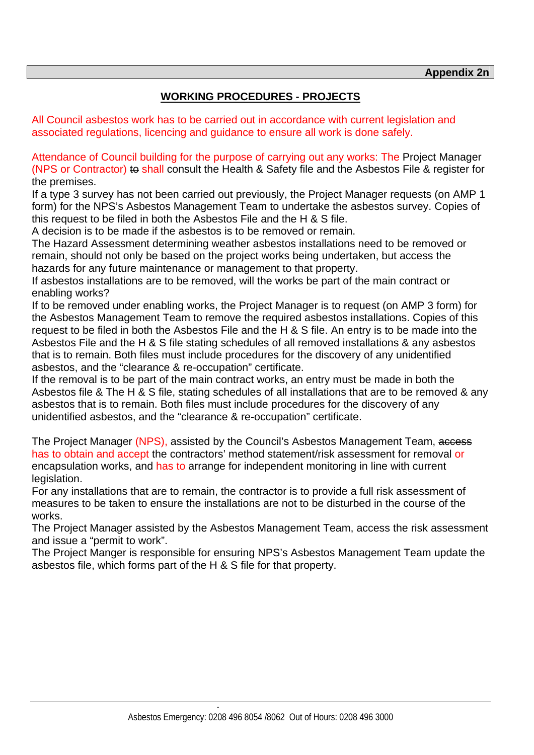**Appendix 2n**

## WORKING PROCEDURES - PROJECTS

All Council asbestos work has to be carried out in accordance with current legislation and associated regulations, licencing and guidance to ensure all work is done safely.

Attendance of Council building for the purpose of carrying out any works: The Project Manager (NPS or Contractor) ~~to~~ shall consult the Health & Safety file and the Asbestos File & register for the premises.

If a type 3 survey has not been carried out previously, the Project Manager requests (on AMP 1 form) for the NPS's Asbestos Management Team to undertake the asbestos survey. Copies of this request to be filed in both the Asbestos File and the H & S file.

A decision is to be made if the asbestos is to be removed or remain.

The Hazard Assessment determining weather asbestos installations need to be removed or remain, should not only be based on the project works being undertaken, but access the hazards for any future maintenance or management to that property.

If asbestos installations are to be removed, will the works be part of the main contract or enabling works?

If to be removed under enabling works, the Project Manager is to request (on AMP 3 form) for the Asbestos Management Team to remove the required asbestos installations. Copies of this request to be filed in both the Asbestos File and the H & S file. An entry is to be made into the Asbestos File and the H & S file stating schedules of all removed installations & any asbestos that is to remain. Both files must include procedures for the discovery of any unidentified asbestos, and the "clearance & re-occupation" certificate.

If the removal is to be part of the main contract works, an entry must be made in both the Asbestos file & The H & S file, stating schedules of all installations that are to be removed & any asbestos that is to remain. Both files must include procedures for the discovery of any unidentified asbestos, and the "clearance & re-occupation" certificate.

The Project Manager (NPS), assisted by the Council's Asbestos Management Team, ~~access~~ has to obtain and accept the contractors' method statement/risk assessment for removal or encapsulation works, and has to arrange for independent monitoring in line with current legislation.

For any installations that are to remain, the contractor is to provide a full risk assessment of measures to be taken to ensure the installations are not to be disturbed in the course of the works.

The Project Manager assisted by the Asbestos Management Team, access the risk assessment and issue a "permit to work".

The Project Manger is responsible for ensuring NPS's Asbestos Management Team update the asbestos file, which forms part of the H & S file for that property.

Asbestos Emergency: 0208 496 8054 /8062 Out of Hours: 0208 496 3000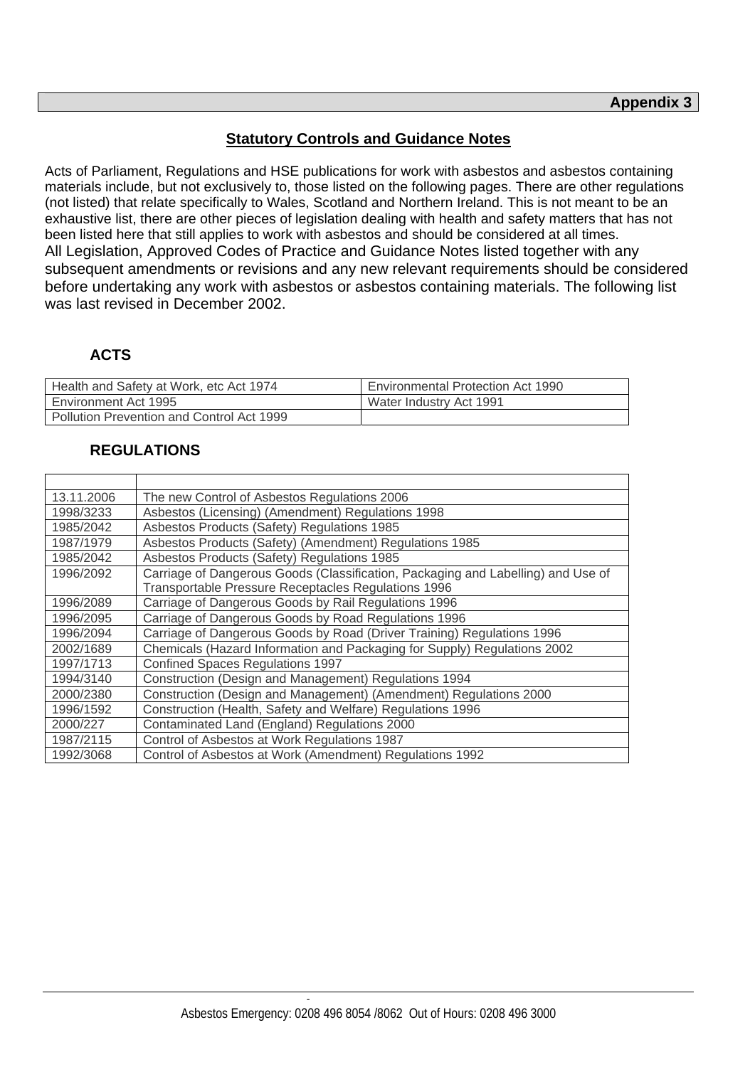**Appendix 3**

## Statutory Controls and Guidance Notes

Acts of Parliament, Regulations and HSE publications for work with asbestos and asbestos containing materials include, but not exclusively to, those listed on the following pages. There are other regulations (not listed) that relate specifically to Wales, Scotland and Northern Ireland. This is not meant to be an exhaustive list, there are other pieces of legislation dealing with health and safety matters that has not been listed here that still applies to work with asbestos and should be considered at all times.
All Legislation, Approved Codes of Practice and Guidance Notes listed together with any subsequent amendments or revisions and any new relevant requirements should be considered before undertaking any work with asbestos or asbestos containing materials. The following list was last revised in December 2002.

### ACTS

| | |
|---|---|
| Health and Safety at Work, etc Act 1974 | Environmental Protection Act 1990 |
| Environment Act 1995 | Water Industry Act 1991 |
| Pollution Prevention and Control Act 1999 | |

### REGULATIONS

| | |
|---|---|
| 13.11.2006 | The new Control of Asbestos Regulations 2006 |
| 1998/3233 | Asbestos (Licensing) (Amendment) Regulations 1998 |
| 1985/2042 | Asbestos Products (Safety) Regulations 1985 |
| 1987/1979 | Asbestos Products (Safety) (Amendment) Regulations 1985 |
| 1985/2042 | Asbestos Products (Safety) Regulations 1985 |
| 1996/2092 | Carriage of Dangerous Goods (Classification, Packaging and Labelling) and Use of Transportable Pressure Receptacles Regulations 1996 |
| 1996/2089 | Carriage of Dangerous Goods by Rail Regulations 1996 |
| 1996/2095 | Carriage of Dangerous Goods by Road Regulations 1996 |
| 1996/2094 | Carriage of Dangerous Goods by Road (Driver Training) Regulations 1996 |
| 2002/1689 | Chemicals (Hazard Information and Packaging for Supply) Regulations 2002 |
| 1997/1713 | Confined Spaces Regulations 1997 |
| 1994/3140 | Construction (Design and Management) Regulations 1994 |
| 2000/2380 | Construction (Design and Management) (Amendment) Regulations 2000 |
| 1996/1592 | Construction (Health, Safety and Welfare) Regulations 1996 |
| 2000/227 | Contaminated Land (England) Regulations 2000 |
| 1987/2115 | Control of Asbestos at Work Regulations 1987 |
| 1992/3068 | Control of Asbestos at Work (Amendment) Regulations 1992 |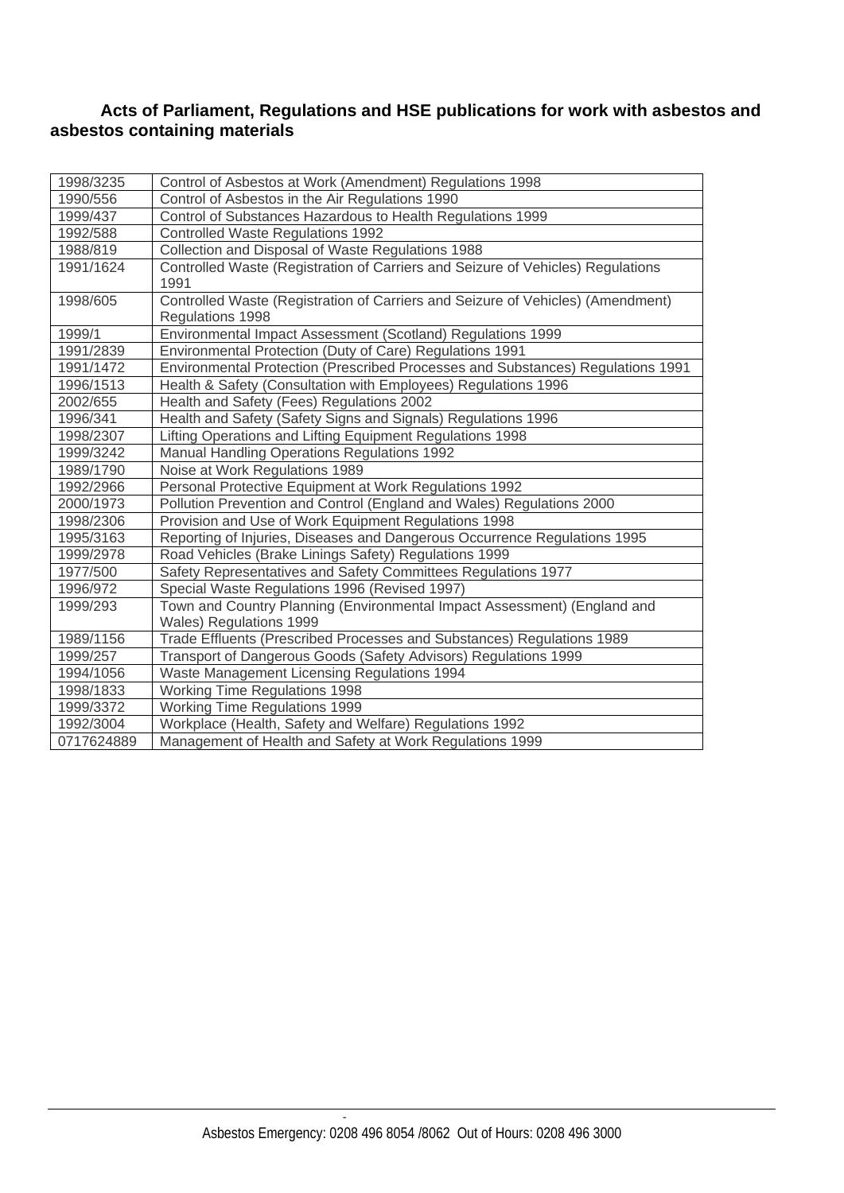## Acts of Parliament, Regulations and HSE publications for work with asbestos and asbestos containing materials

| | |
|---|---|
| 1998/3235 | Control of Asbestos at Work (Amendment) Regulations 1998 |
| 1990/556 | Control of Asbestos in the Air Regulations 1990 |
| 1999/437 | Control of Substances Hazardous to Health Regulations 1999 |
| 1992/588 | Controlled Waste Regulations 1992 |
| 1988/819 | Collection and Disposal of Waste Regulations 1988 |
| 1991/1624 | Controlled Waste (Registration of Carriers and Seizure of Vehicles) Regulations 1991 |
| 1998/605 | Controlled Waste (Registration of Carriers and Seizure of Vehicles) (Amendment) Regulations 1998 |
| 1999/1 | Environmental Impact Assessment (Scotland) Regulations 1999 |
| 1991/2839 | Environmental Protection (Duty of Care) Regulations 1991 |
| 1991/1472 | Environmental Protection (Prescribed Processes and Substances) Regulations 1991 |
| 1996/1513 | Health & Safety (Consultation with Employees) Regulations 1996 |
| 2002/655 | Health and Safety (Fees) Regulations 2002 |
| 1996/341 | Health and Safety (Safety Signs and Signals) Regulations 1996 |
| 1998/2307 | Lifting Operations and Lifting Equipment Regulations 1998 |
| 1999/3242 | Manual Handling Operations Regulations 1992 |
| 1989/1790 | Noise at Work Regulations 1989 |
| 1992/2966 | Personal Protective Equipment at Work Regulations 1992 |
| 2000/1973 | Pollution Prevention and Control (England and Wales) Regulations 2000 |
| 1998/2306 | Provision and Use of Work Equipment Regulations 1998 |
| 1995/3163 | Reporting of Injuries, Diseases and Dangerous Occurrence Regulations 1995 |
| 1999/2978 | Road Vehicles (Brake Linings Safety) Regulations 1999 |
| 1977/500 | Safety Representatives and Safety Committees Regulations 1977 |
| 1996/972 | Special Waste Regulations 1996 (Revised 1997) |
| 1999/293 | Town and Country Planning (Environmental Impact Assessment) (England and Wales) Regulations 1999 |
| 1989/1156 | Trade Effluents (Prescribed Processes and Substances) Regulations 1989 |
| 1999/257 | Transport of Dangerous Goods (Safety Advisors) Regulations 1999 |
| 1994/1056 | Waste Management Licensing Regulations 1994 |
| 1998/1833 | Working Time Regulations 1998 |
| 1999/3372 | Working Time Regulations 1999 |
| 1992/3004 | Workplace (Health, Safety and Welfare) Regulations 1992 |
| 0717624889 | Management of Health and Safety at Work Regulations 1999 |

Asbestos Emergency: 0208 496 8054 /8062 Out of Hours: 0208 496 3000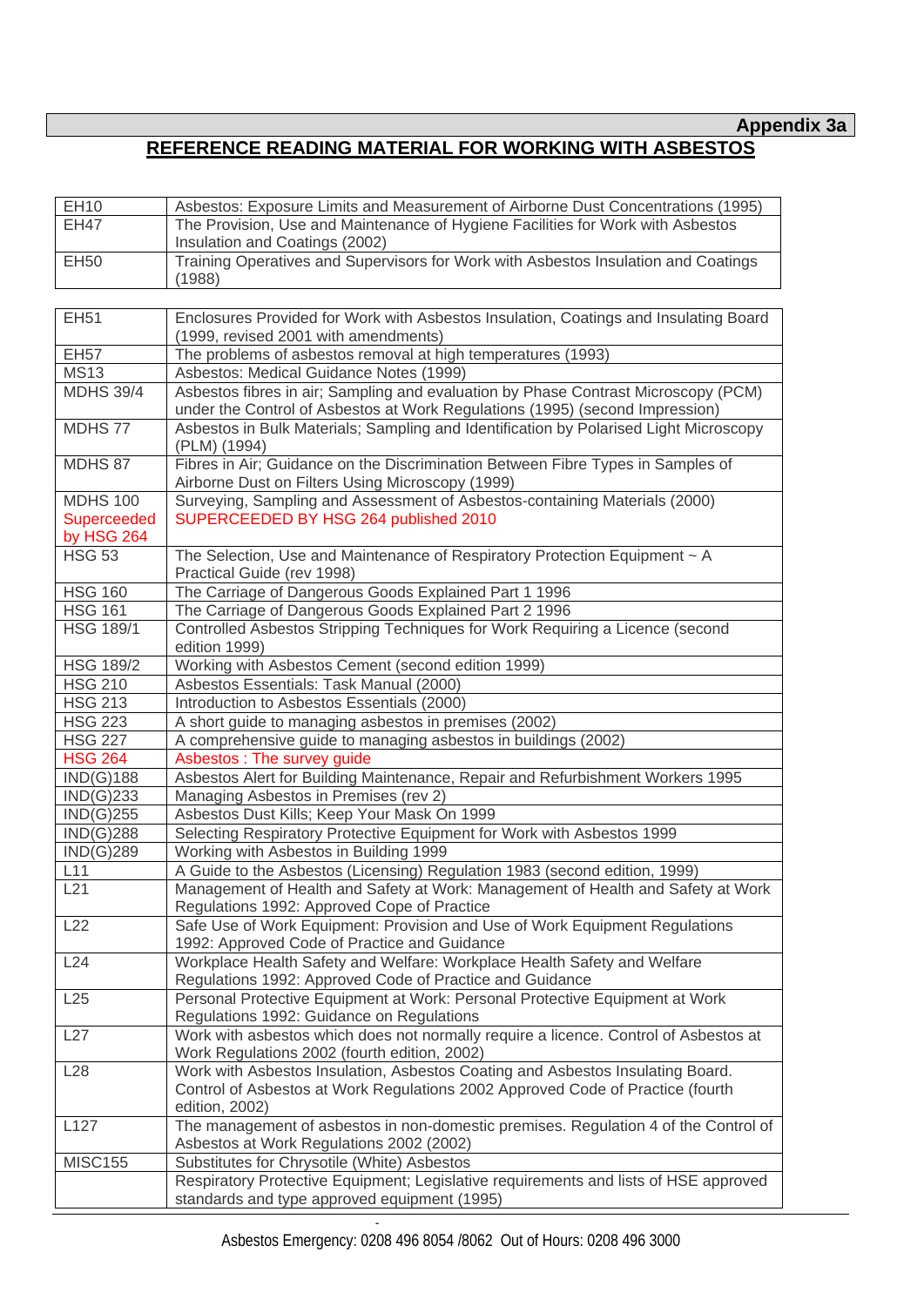**Appendix 3a**

# REFERENCE READING MATERIAL FOR WORKING WITH ASBESTOS

| | |
|---|---|
| EH10 | Asbestos: Exposure Limits and Measurement of Airborne Dust Concentrations (1995) |
| EH47 | The Provision, Use and Maintenance of Hygiene Facilities for Work with Asbestos Insulation and Coatings (2002) |
| EH50 | Training Operatives and Supervisors for Work with Asbestos Insulation and Coatings (1988) |

| | |
|---|---|
| EH51 | Enclosures Provided for Work with Asbestos Insulation, Coatings and Insulating Board (1999, revised 2001 with amendments) |
| EH57 | The problems of asbestos removal at high temperatures (1993) |
| MS13 | Asbestos: Medical Guidance Notes (1999) |
| MDHS 39/4 | Asbestos fibres in air; Sampling and evaluation by Phase Contrast Microscopy (PCM) under the Control of Asbestos at Work Regulations (1995) (second Impression) |
| MDHS 77 | Asbestos in Bulk Materials; Sampling and Identification by Polarised Light Microscopy (PLM) (1994) |
| MDHS 87 | Fibres in Air; Guidance on the Discrimination Between Fibre Types in Samples of Airborne Dust on Filters Using Microscopy (1999) |
| MDHS 100 Superceeded by HSG 264 | Surveying, Sampling and Assessment of Asbestos-containing Materials (2000) SUPERCEEDED BY HSG 264 published 2010 |
| HSG 53 | The Selection, Use and Maintenance of Respiratory Protection Equipment ~ A Practical Guide (rev 1998) |
| HSG 160 | The Carriage of Dangerous Goods Explained Part 1 1996 |
| HSG 161 | The Carriage of Dangerous Goods Explained Part 2 1996 |
| HSG 189/1 | Controlled Asbestos Stripping Techniques for Work Requiring a Licence (second edition 1999) |
| HSG 189/2 | Working with Asbestos Cement (second edition 1999) |
| HSG 210 | Asbestos Essentials: Task Manual (2000) |
| HSG 213 | Introduction to Asbestos Essentials (2000) |
| HSG 223 | A short guide to managing asbestos in premises (2002) |
| HSG 227 | A comprehensive guide to managing asbestos in buildings (2002) |
| HSG 264 | Asbestos : The survey guide |
| IND(G)188 | Asbestos Alert for Building Maintenance, Repair and Refurbishment Workers 1995 |
| IND(G)233 | Managing Asbestos in Premises (rev 2) |
| IND(G)255 | Asbestos Dust Kills; Keep Your Mask On 1999 |
| IND(G)288 | Selecting Respiratory Protective Equipment for Work with Asbestos 1999 |
| IND(G)289 | Working with Asbestos in Building 1999 |
| L11 | A Guide to the Asbestos (Licensing) Regulation 1983 (second edition, 1999) |
| L21 | Management of Health and Safety at Work: Management of Health and Safety at Work Regulations 1992: Approved Cope of Practice |
| L22 | Safe Use of Work Equipment: Provision and Use of Work Equipment Regulations 1992: Approved Code of Practice and Guidance |
| L24 | Workplace Health Safety and Welfare: Workplace Health Safety and Welfare Regulations 1992: Approved Code of Practice and Guidance |
| L25 | Personal Protective Equipment at Work: Personal Protective Equipment at Work Regulations 1992: Guidance on Regulations |
| L27 | Work with asbestos which does not normally require a licence. Control of Asbestos at Work Regulations 2002 (fourth edition, 2002) |
| L28 | Work with Asbestos Insulation, Asbestos Coating and Asbestos Insulating Board. Control of Asbestos at Work Regulations 2002 Approved Code of Practice (fourth edition, 2002) |
| L127 | The management of asbestos in non-domestic premises. Regulation 4 of the Control of Asbestos at Work Regulations 2002 (2002) |
| MISC155 | Substitutes for Chrysotile (White) Asbestos |
| | Respiratory Protective Equipment; Legislative requirements and lists of HSE approved standards and type approved equipment (1995) |

Asbestos Emergency: 0208 496 8054 /8062 Out of Hours: 0208 496 3000